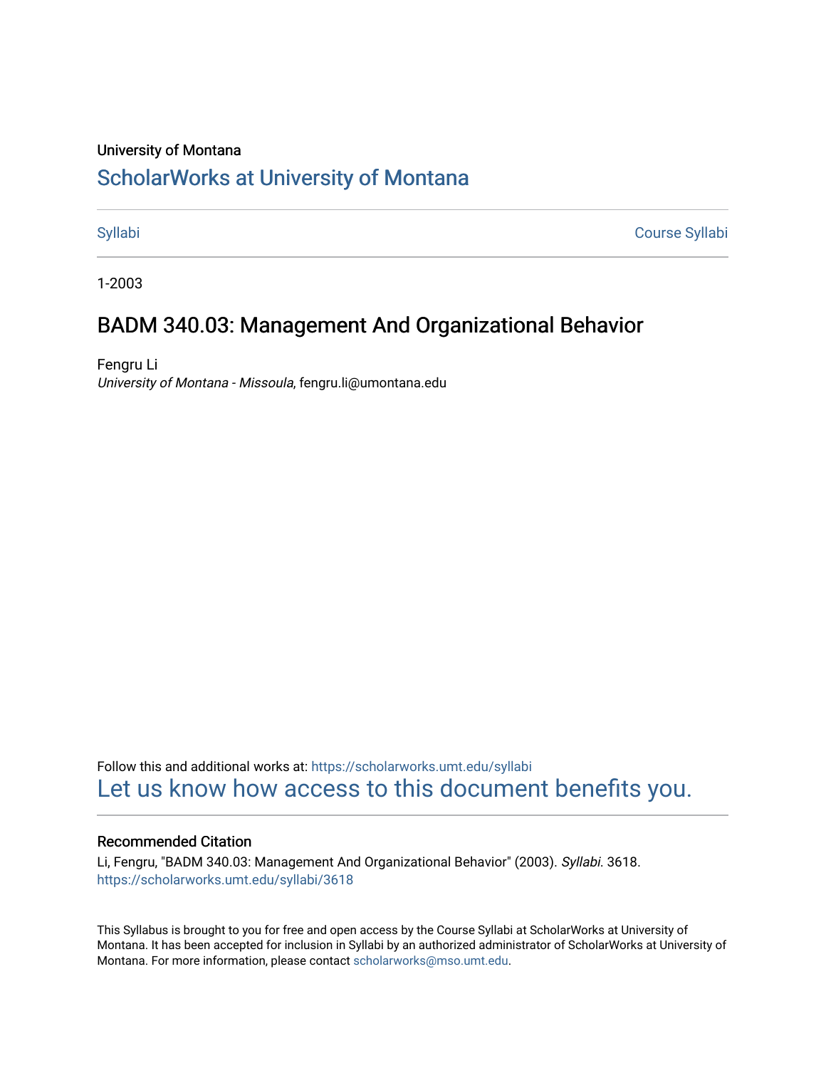University of Montana

# ScholarWorks at University of Montana

Syllabi Course Syllabi

1-2003

## BADM 340.03: Management And Organizational Behavior

Fengru Li

*University of Montana - Missoula*, fengru.li@umontana.edu

Follow this and additional works at: https://scholarworks.umt.edu/syllabi

Let us know how access to this document benefits you.

### Recommended Citation

Li, Fengru, "BADM 340.03: Management And Organizational Behavior" (2003). *Syllabi*. 3618.
https://scholarworks.umt.edu/syllabi/3618

This Syllabus is brought to you for free and open access by the Course Syllabi at ScholarWorks at University of Montana. It has been accepted for inclusion in Syllabi by an authorized administrator of ScholarWorks at University of Montana. For more information, please contact scholarworks@mso.umt.edu.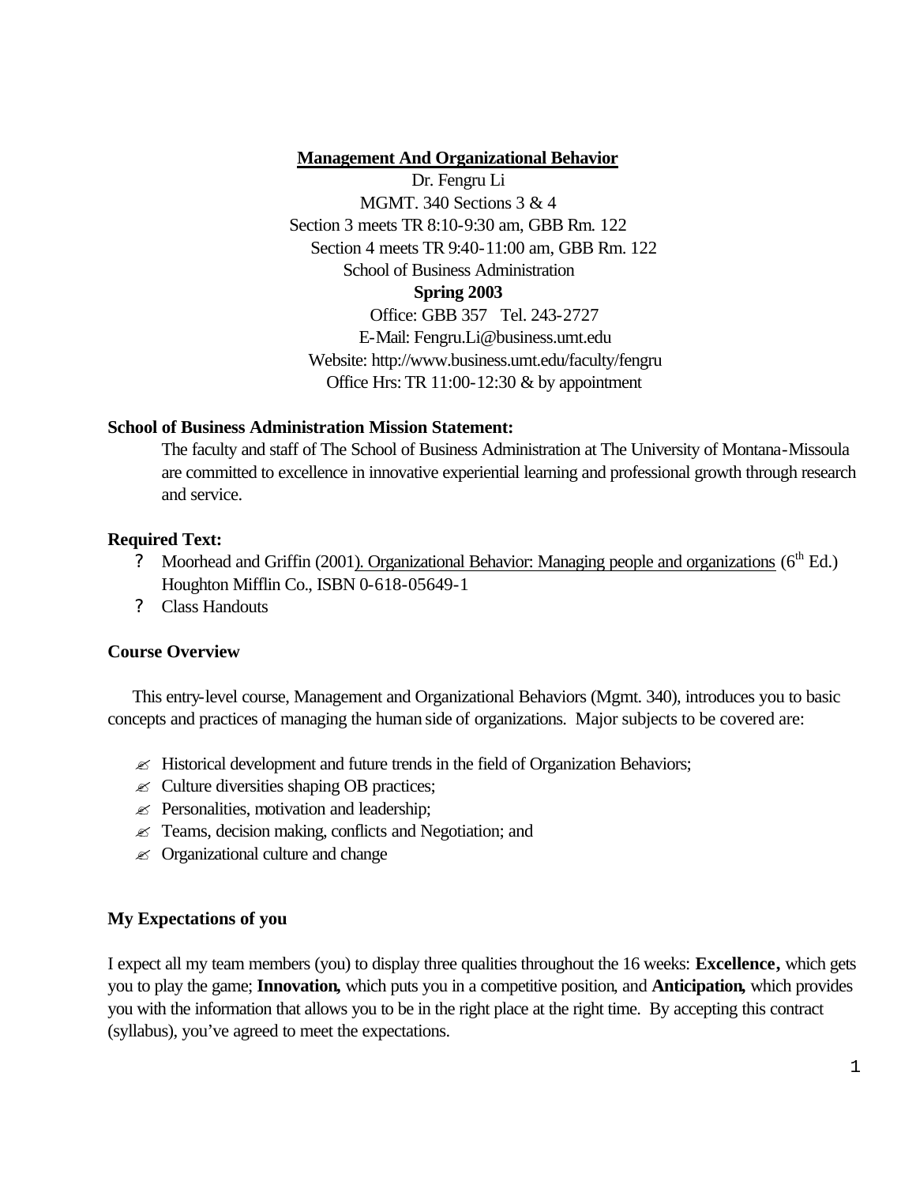**Management And Organizational Behavior**

Dr. Fengru Li
MGMT. 340 Sections 3 & 4
Section 3 meets TR 8:10-9:30 am, GBB Rm. 122
Section 4 meets TR 9:40-11:00 am, GBB Rm. 122
School of Business Administration
**Spring 2003**
Office: GBB 357 Tel. 243-2727
E-Mail: Fengru.Li@business.umt.edu
Website: http://www.business.umt.edu/faculty/fengru
Office Hrs: TR 11:00-12:30 & by appointment

**School of Business Administration Mission Statement:**

The faculty and staff of The School of Business Administration at The University of Montana-Missoula are committed to excellence in innovative experiential learning and professional growth through research and service.

**Required Text:**

- Moorhead and Griffin (2001). Organizational Behavior: Managing people and organizations (6th Ed.) Houghton Mifflin Co., ISBN 0-618-05649-1
- Class Handouts

**Course Overview**

This entry-level course, Management and Organizational Behaviors (Mgmt. 340), introduces you to basic concepts and practices of managing the human side of organizations. Major subjects to be covered are:

- Historical development and future trends in the field of Organization Behaviors;
- Culture diversities shaping OB practices;
- Personalities, motivation and leadership;
- Teams, decision making, conflicts and Negotiation; and
- Organizational culture and change

**My Expectations of you**

I expect all my team members (you) to display three qualities throughout the 16 weeks: **Excellence,** which gets you to play the game; **Innovation,** which puts you in a competitive position, and **Anticipation,** which provides you with the information that allows you to be in the right place at the right time. By accepting this contract (syllabus), you've agreed to meet the expectations.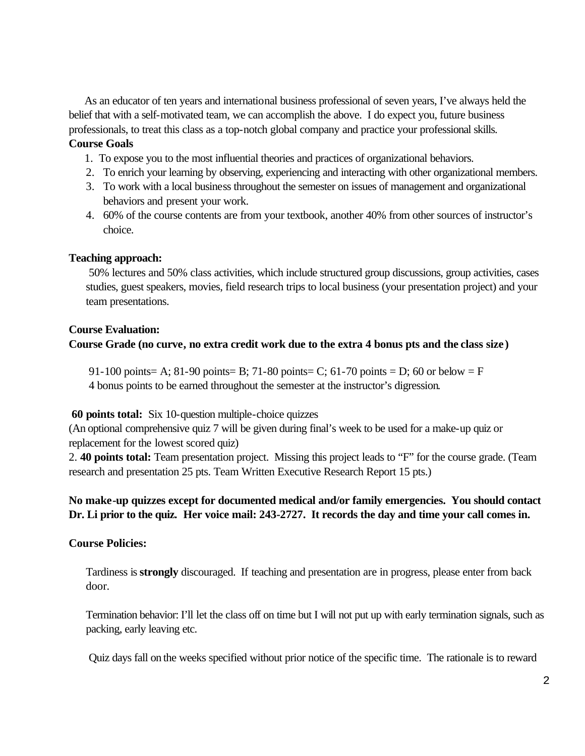As an educator of ten years and international business professional of seven years, I've always held the belief that with a self-motivated team, we can accomplish the above. I do expect you, future business professionals, to treat this class as a top-notch global company and practice your professional skills.

**Course Goals**

1. To expose you to the most influential theories and practices of organizational behaviors.
2. To enrich your learning by observing, experiencing and interacting with other organizational members.
3. To work with a local business throughout the semester on issues of management and organizational behaviors and present your work.
4. 60% of the course contents are from your textbook, another 40% from other sources of instructor's choice.

**Teaching approach:**

50% lectures and 50% class activities, which include structured group discussions, group activities, cases studies, guest speakers, movies, field research trips to local business (your presentation project) and your team presentations.

**Course Evaluation:**

**Course Grade (no curve, no extra credit work due to the extra 4 bonus pts and the class size)**

91-100 points= A; 81-90 points= B; 71-80 points= C; 61-70 points = D; 60 or below = F
4 bonus points to be earned throughout the semester at the instructor's digression.

**60 points total:** Six 10-question multiple-choice quizzes
(An optional comprehensive quiz 7 will be given during final's week to be used for a make-up quiz or replacement for the lowest scored quiz)

2. **40 points total:** Team presentation project. Missing this project leads to "F" for the course grade. (Team research and presentation 25 pts. Team Written Executive Research Report 15 pts.)

**No make-up quizzes except for documented medical and/or family emergencies. You should contact Dr. Li prior to the quiz. Her voice mail: 243-2727. It records the day and time your call comes in.**

**Course Policies:**

Tardiness is **strongly** discouraged. If teaching and presentation are in progress, please enter from back door.

Termination behavior: I'll let the class off on time but I will not put up with early termination signals, such as packing, early leaving etc.

Quiz days fall on the weeks specified without prior notice of the specific time. The rationale is to reward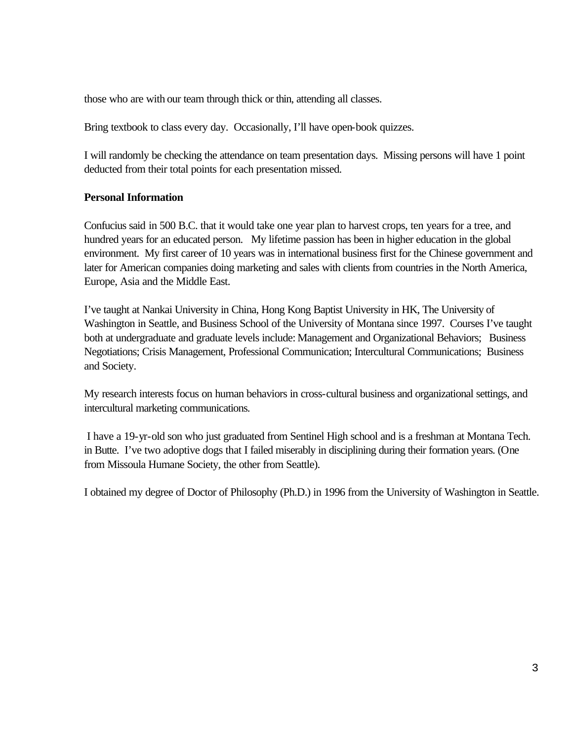those who are with our team through thick or thin, attending all classes.

Bring textbook to class every day. Occasionally, I'll have open-book quizzes.

I will randomly be checking the attendance on team presentation days. Missing persons will have 1 point deducted from their total points for each presentation missed.

**Personal Information**

Confucius said in 500 B.C. that it would take one year plan to harvest crops, ten years for a tree, and hundred years for an educated person. My lifetime passion has been in higher education in the global environment. My first career of 10 years was in international business first for the Chinese government and later for American companies doing marketing and sales with clients from countries in the North America, Europe, Asia and the Middle East.

I've taught at Nankai University in China, Hong Kong Baptist University in HK, The University of Washington in Seattle, and Business School of the University of Montana since 1997. Courses I've taught both at undergraduate and graduate levels include: Management and Organizational Behaviors; Business Negotiations; Crisis Management, Professional Communication; Intercultural Communications; Business and Society.

My research interests focus on human behaviors in cross-cultural business and organizational settings, and intercultural marketing communications.

I have a 19-yr-old son who just graduated from Sentinel High school and is a freshman at Montana Tech. in Butte. I've two adoptive dogs that I failed miserably in disciplining during their formation years. (One from Missoula Humane Society, the other from Seattle).

I obtained my degree of Doctor of Philosophy (Ph.D.) in 1996 from the University of Washington in Seattle.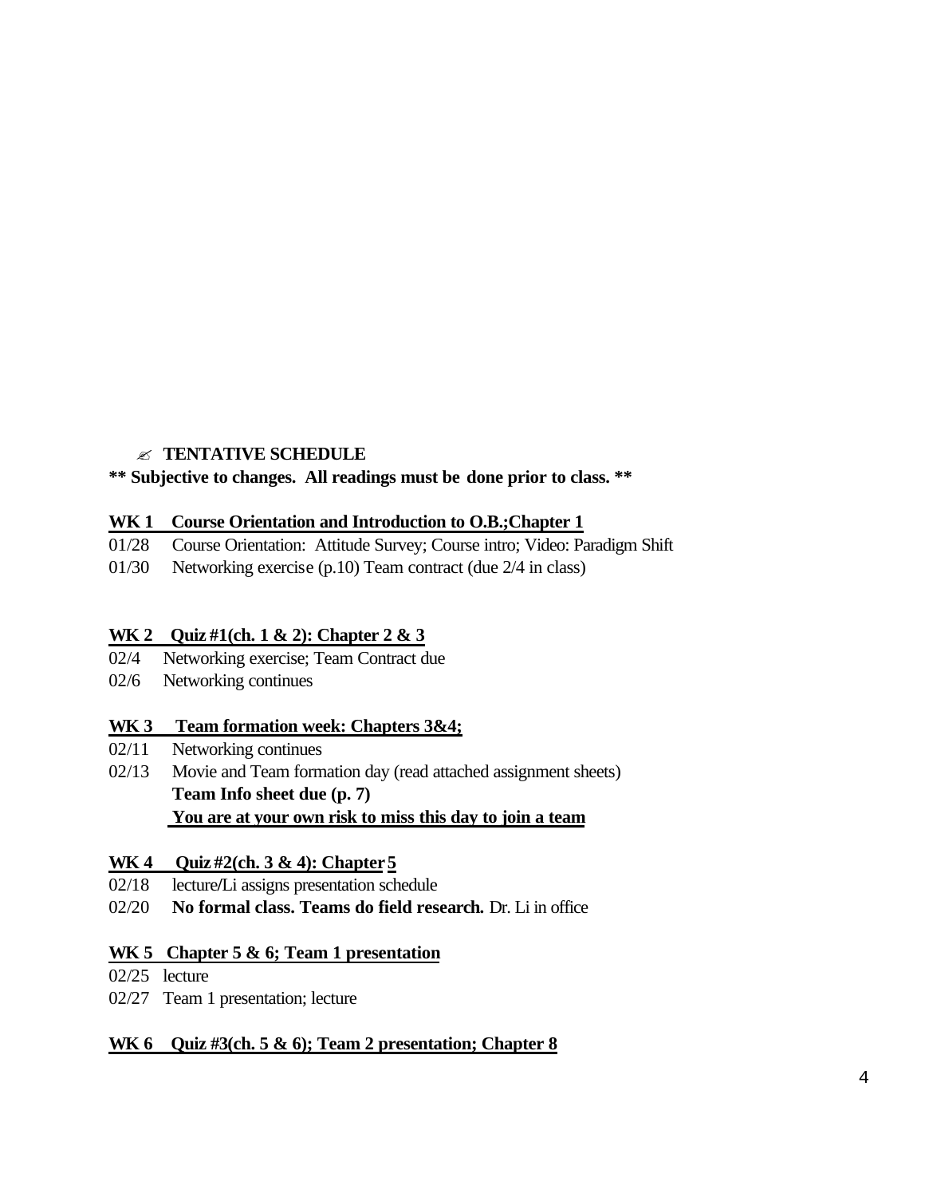## ✍ TENTATIVE SCHEDULE

**** Subjective to changes. All readings must be done prior to class. ****

**WK 1 Course Orientation and Introduction to O.B.;Chapter 1**

01/28 Course Orientation: Attitude Survey; Course intro; Video: Paradigm Shift

01/30 Networking exercise (p.10) Team contract (due 2/4 in class)

**WK 2 Quiz #1(ch. 1 & 2): Chapter 2 & 3**

02/4 Networking exercise; Team Contract due

02/6 Networking continues

**WK 3 Team formation week: Chapters 3&4;**

02/11 Networking continues

02/13 Movie and Team formation day (read attached assignment sheets)
**Team Info sheet due (p. 7)**
**You are at your own risk to miss this day to join a team**

**WK 4 Quiz #2(ch. 3 & 4): Chapter 5**

02/18 lecture/Li assigns presentation schedule

02/20 **No formal class. Teams do field research.** Dr. Li in office

**WK 5 Chapter 5 & 6; Team 1 presentation**

02/25 lecture

02/27 Team 1 presentation; lecture

**WK 6 Quiz #3(ch. 5 & 6); Team 2 presentation; Chapter 8**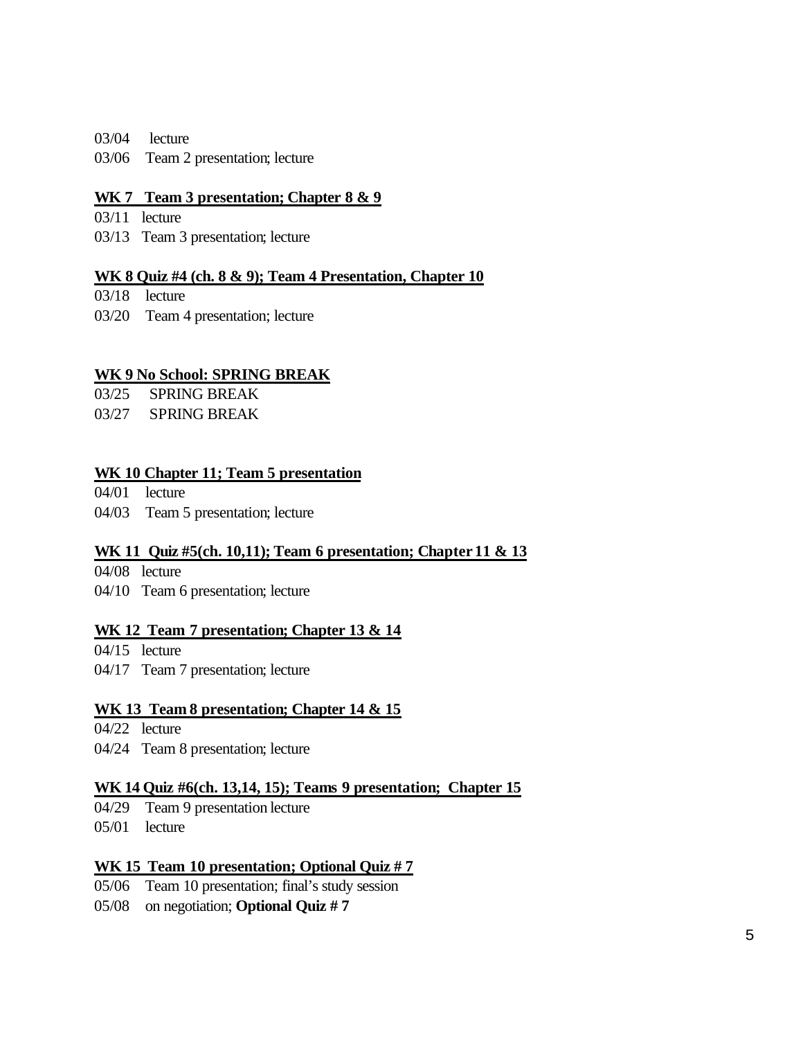03/04 lecture

03/06 Team 2 presentation; lecture

**WK 7 Team 3 presentation; Chapter 8 & 9**

03/11 lecture

03/13 Team 3 presentation; lecture

**WK 8 Quiz #4 (ch. 8 & 9); Team 4 Presentation, Chapter 10**

03/18 lecture

03/20 Team 4 presentation; lecture

**WK 9 No School: SPRING BREAK**

03/25 SPRING BREAK

03/27 SPRING BREAK

**WK 10 Chapter 11; Team 5 presentation**

04/01 lecture

04/03 Team 5 presentation; lecture

**WK 11 Quiz #5(ch. 10,11); Team 6 presentation; Chapter 11 & 13**

04/08 lecture

04/10 Team 6 presentation; lecture

**WK 12 Team 7 presentation; Chapter 13 & 14**

04/15 lecture

04/17 Team 7 presentation; lecture

**WK 13 Team 8 presentation; Chapter 14 & 15**

04/22 lecture

04/24 Team 8 presentation; lecture

**WK 14 Quiz #6(ch. 13,14, 15); Teams 9 presentation; Chapter 15**

04/29 Team 9 presentation lecture

05/01 lecture

**WK 15 Team 10 presentation; Optional Quiz # 7**

05/06 Team 10 presentation; final's study session

05/08 on negotiation; **Optional Quiz # 7**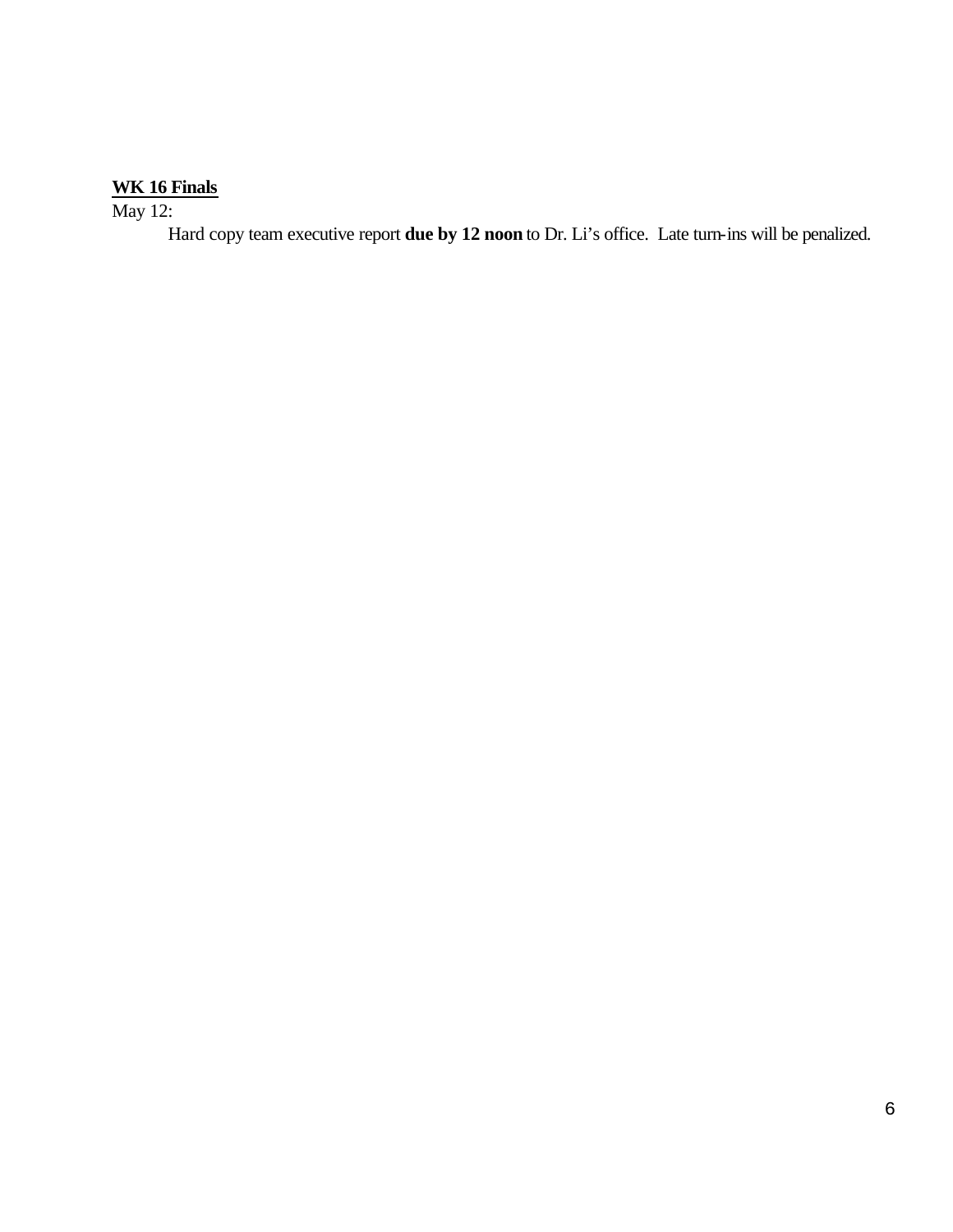**<u>WK 16 Finals</u>**

May 12:

Hard copy team executive report **due by 12 noon** to Dr. Li's office. Late turn-ins will be penalized.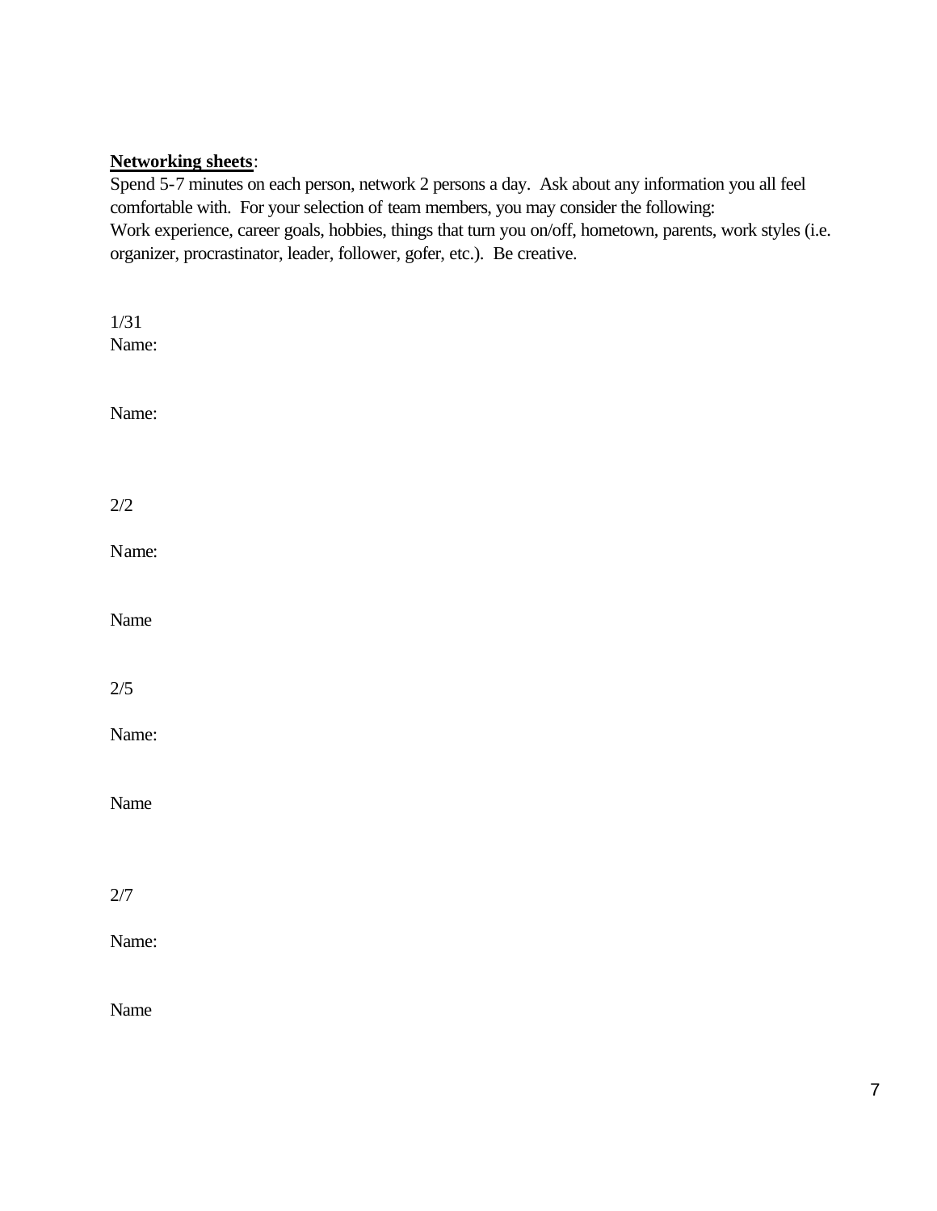**<u>Networking sheets</u>**:

Spend 5-7 minutes on each person, network 2 persons a day. Ask about any information you all feel comfortable with. For your selection of team members, you may consider the following:
Work experience, career goals, hobbies, things that turn you on/off, hometown, parents, work styles (i.e. organizer, procrastinator, leader, follower, gofer, etc.). Be creative.

1/31
Name:

Name:

2/2

Name:

Name

2/5

Name:

Name

2/7

Name:

Name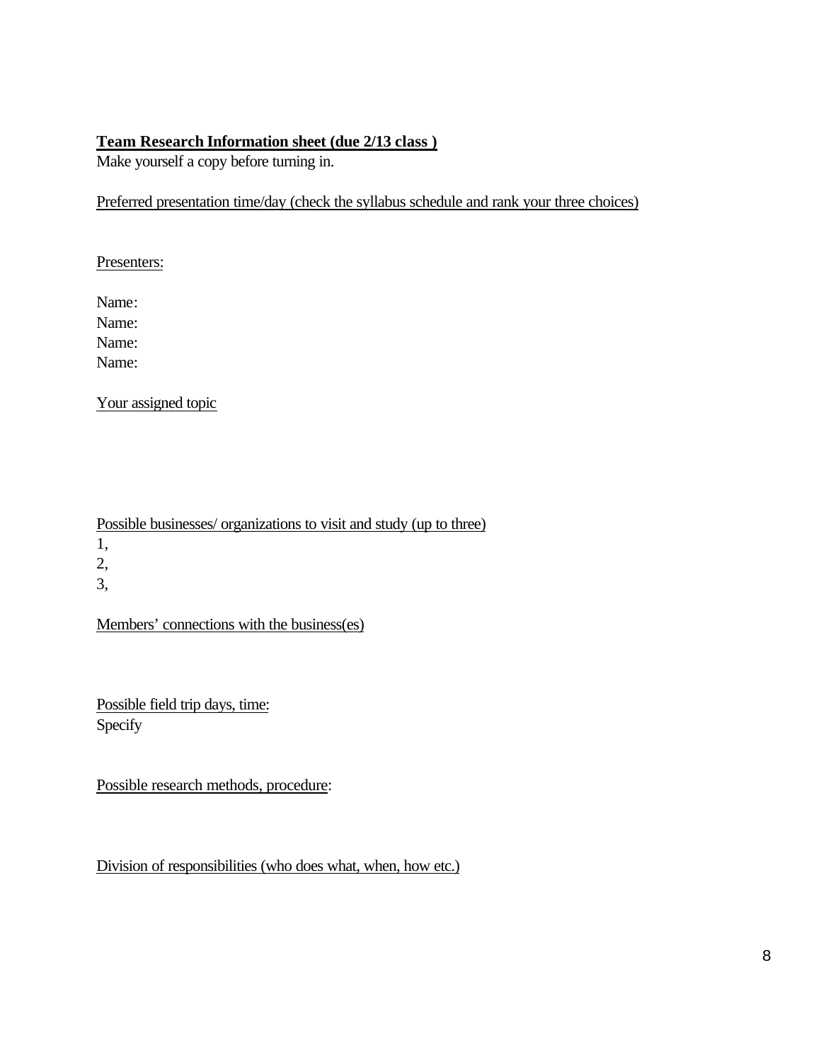**Team Research Information sheet (due 2/13 class )**

Make yourself a copy before turning in.

Preferred presentation time/day (check the syllabus schedule and rank your three choices)

Presenters:

Name:
Name:
Name:
Name:

Your assigned topic

Possible businesses/ organizations to visit and study (up to three)

1,
2,
3,

Members' connections with the business(es)

Possible field trip days, time:
Specify

Possible research methods, procedure:

Division of responsibilities (who does what, when, how etc.)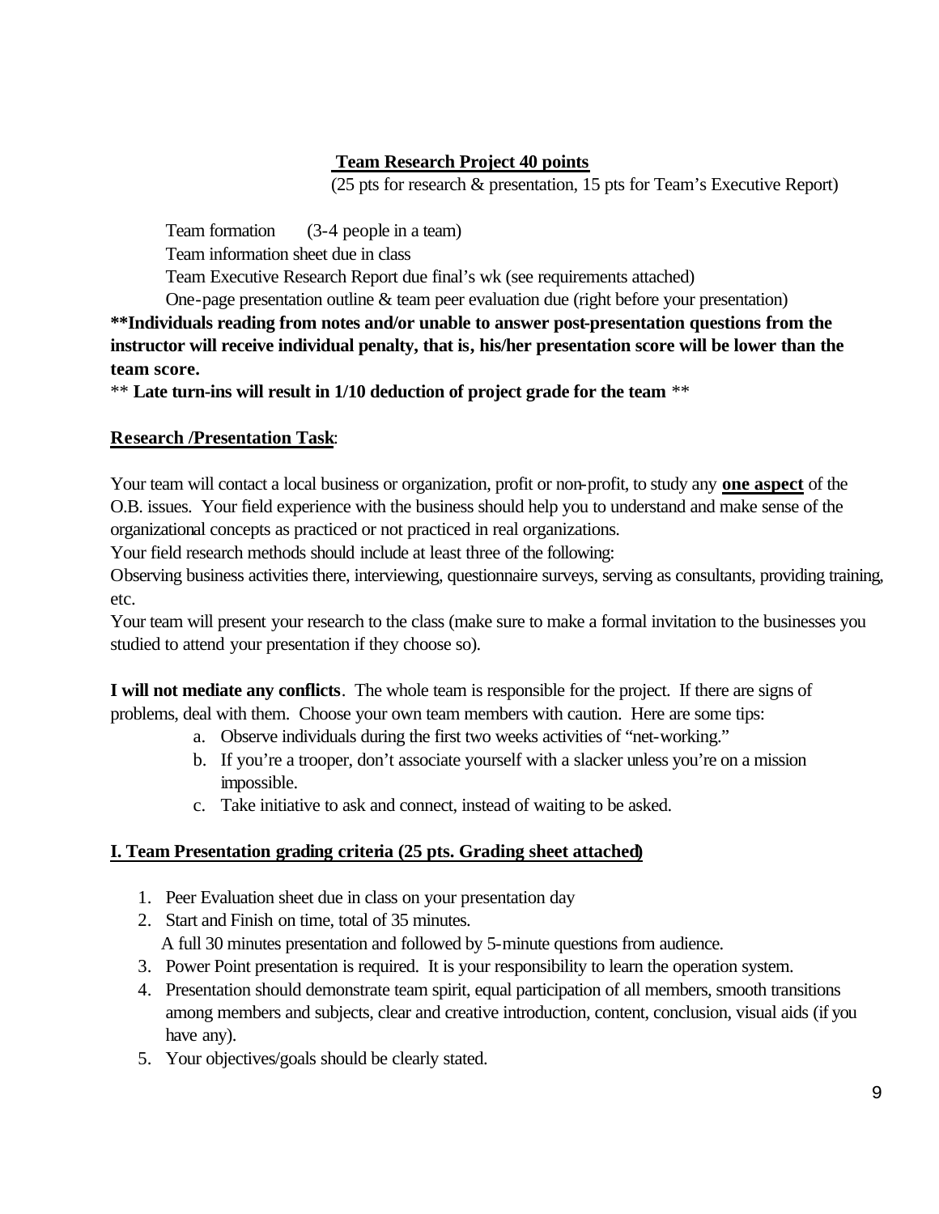**<u>Team Research Project 40 points</u>**

(25 pts for research & presentation, 15 pts for Team's Executive Report)

Team formation (3-4 people in a team)

Team information sheet due in class

Team Executive Research Report due final's wk (see requirements attached)

One-page presentation outline & team peer evaluation due (right before your presentation)

**\*\*Individuals reading from notes and/or unable to answer post-presentation questions from the instructor will receive individual penalty, that is, his/her presentation score will be lower than the team score.**

\*\* **Late turn-ins will result in 1/10 deduction of project grade for the team** \*\*

**<u>Research /Presentation Task</u>**:

Your team will contact a local business or organization, profit or non-profit, to study any **<u>one aspect</u>** of the O.B. issues. Your field experience with the business should help you to understand and make sense of the organizational concepts as practiced or not practiced in real organizations.

Your field research methods should include at least three of the following:

Observing business activities there, interviewing, questionnaire surveys, serving as consultants, providing training, etc.

Your team will present your research to the class (make sure to make a formal invitation to the businesses you studied to attend your presentation if they choose so).

**I will not mediate any conflicts**. The whole team is responsible for the project. If there are signs of problems, deal with them. Choose your own team members with caution. Here are some tips:

a. Observe individuals during the first two weeks activities of "net-working."
b. If you're a trooper, don't associate yourself with a slacker unless you're on a mission impossible.
c. Take initiative to ask and connect, instead of waiting to be asked.

**<u>I. Team Presentation grading criteria (25 pts. Grading sheet attached)</u>**

1. Peer Evaluation sheet due in class on your presentation day
2. Start and Finish on time, total of 35 minutes.
   A full 30 minutes presentation and followed by 5-minute questions from audience.
3. Power Point presentation is required. It is your responsibility to learn the operation system.
4. Presentation should demonstrate team spirit, equal participation of all members, smooth transitions among members and subjects, clear and creative introduction, content, conclusion, visual aids (if you have any).
5. Your objectives/goals should be clearly stated.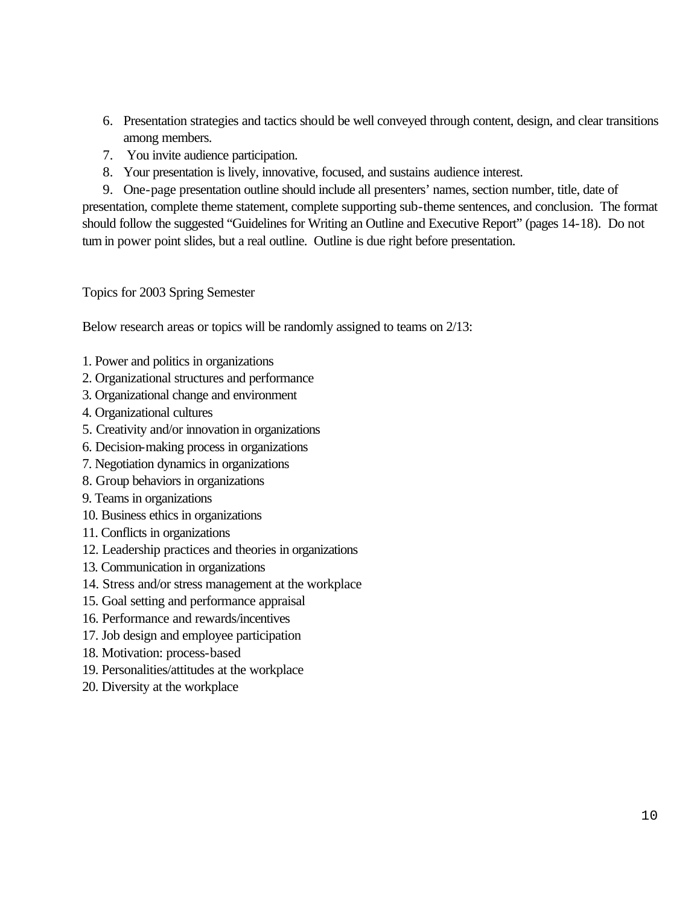6. Presentation strategies and tactics should be well conveyed through content, design, and clear transitions among members.
7. You invite audience participation.
8. Your presentation is lively, innovative, focused, and sustains audience interest.
9. One-page presentation outline should include all presenters' names, section number, title, date of presentation, complete theme statement, complete supporting sub-theme sentences, and conclusion. The format should follow the suggested "Guidelines for Writing an Outline and Executive Report" (pages 14-18). Do not turn in power point slides, but a real outline. Outline is due right before presentation.

Topics for 2003 Spring Semester

Below research areas or topics will be randomly assigned to teams on 2/13:

1. Power and politics in organizations
2. Organizational structures and performance
3. Organizational change and environment
4. Organizational cultures
5. Creativity and/or innovation in organizations
6. Decision-making process in organizations
7. Negotiation dynamics in organizations
8. Group behaviors in organizations
9. Teams in organizations
10. Business ethics in organizations
11. Conflicts in organizations
12. Leadership practices and theories in organizations
13. Communication in organizations
14. Stress and/or stress management at the workplace
15. Goal setting and performance appraisal
16. Performance and rewards/incentives
17. Job design and employee participation
18. Motivation: process-based
19. Personalities/attitudes at the workplace
20. Diversity at the workplace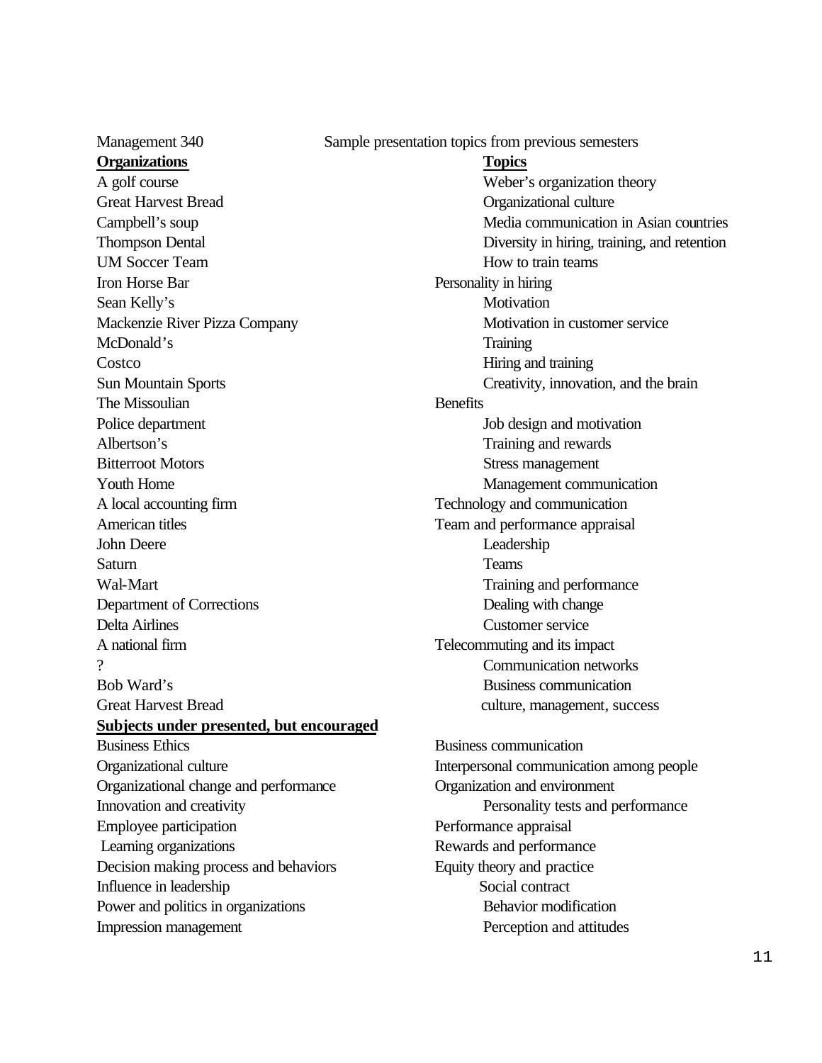Management 340 Sample presentation topics from previous semesters

| **Organizations** | **Topics** |
|---|---|
| A golf course | Weber's organization theory |
| Great Harvest Bread | Organizational culture |
| Campbell's soup | Media communication in Asian countries |
| Thompson Dental | Diversity in hiring, training, and retention |
| UM Soccer Team | How to train teams |
| Iron Horse Bar | Personality in hiring |
| Sean Kelly's | Motivation |
| Mackenzie River Pizza Company | Motivation in customer service |
| McDonald's | Training |
| Costco | Hiring and training |
| Sun Mountain Sports | Creativity, innovation, and the brain |
| The Missoulian | Benefits |
| Police department | Job design and motivation |
| Albertson's | Training and rewards |
| Bitterroot Motors | Stress management |
| Youth Home | Management communication |
| A local accounting firm | Technology and communication |
| American titles | Team and performance appraisal |
| John Deere | Leadership |
| Saturn | Teams |
| Wal-Mart | Training and performance |
| Department of Corrections | Dealing with change |
| Delta Airlines | Customer service |
| A national firm | Telecommuting and its impact |
| ? | Communication networks |
| Bob Ward's | Business communication |
| Great Harvest Bread | culture, management, success |

**Subjects under presented, but encouraged**

| | |
|---|---|
| Business Ethics | Business communication |
| Organizational culture | Interpersonal communication among people |
| Organizational change and performance | Organization and environment |
| Innovation and creativity | Personality tests and performance |
| Employee participation | Performance appraisal |
| Learning organizations | Rewards and performance |
| Decision making process and behaviors | Equity theory and practice |
| Influence in leadership | Social contract |
| Power and politics in organizations | Behavior modification |
| Impression management | Perception and attitudes |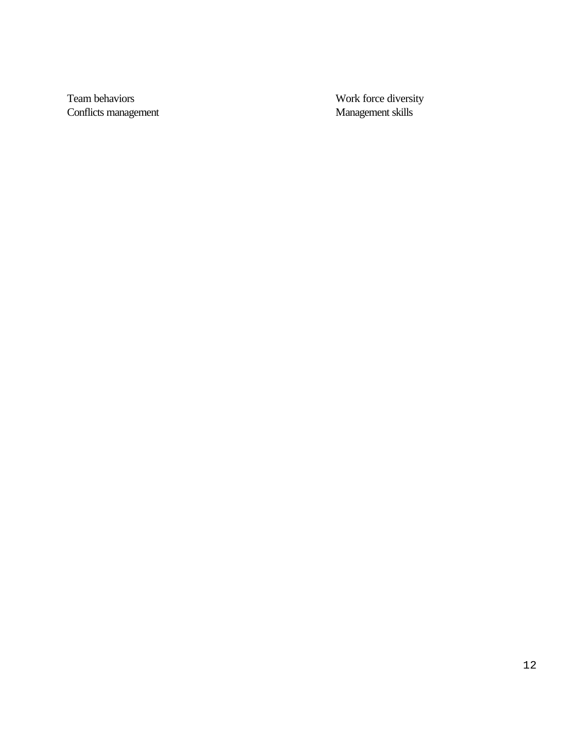Team behaviors

Conflicts management

Work force diversity

Management skills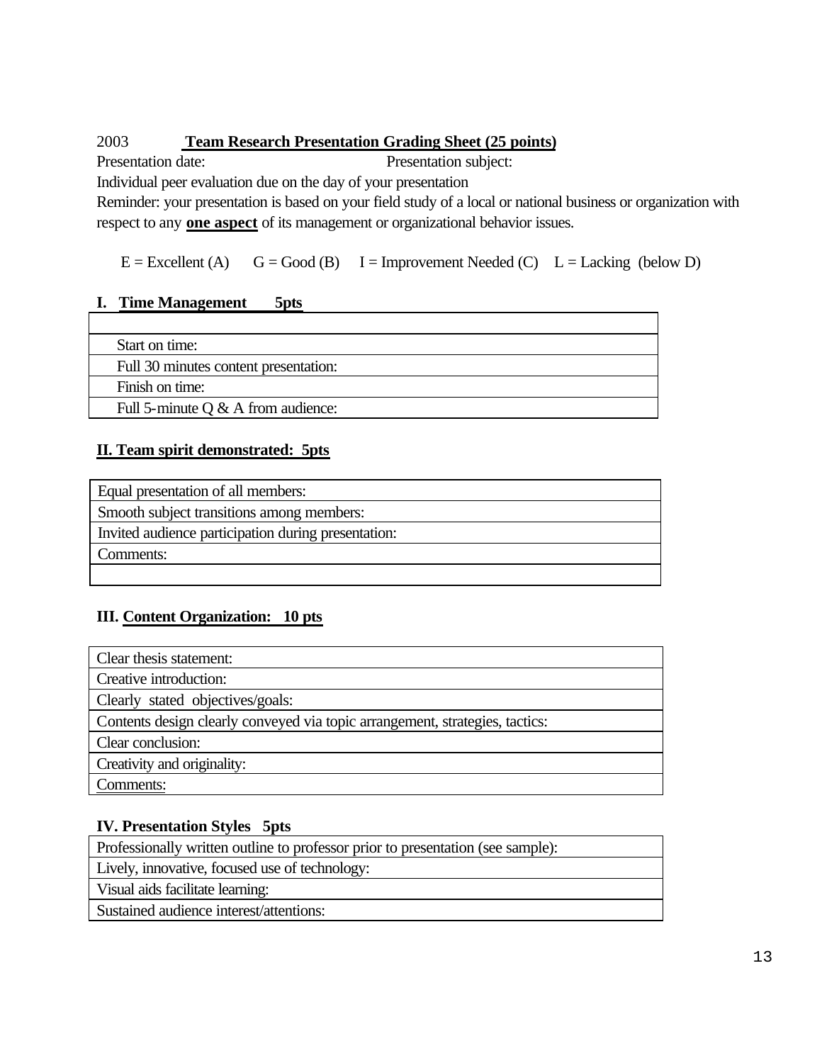2003 **Team Research Presentation Grading Sheet (25 points)**

Presentation date: Presentation subject:

Individual peer evaluation due on the day of your presentation

Reminder: your presentation is based on your field study of a local or national business or organization with respect to any **one aspect** of its management or organizational behavior issues.

E = Excellent (A) G = Good (B) I = Improvement Needed (C) L = Lacking (below D)

**I. Time Management 5pts**

| |
|---|
| Start on time: |
| Full 30 minutes content presentation: |
| Finish on time: |
| Full 5-minute Q & A from audience: |

**II. Team spirit demonstrated: 5pts**

| |
|---|
| Equal presentation of all members: |
| Smooth subject transitions among members: |
| Invited audience participation during presentation: |
| Comments: |
| |

**III. Content Organization: 10 pts**

| |
|---|
| Clear thesis statement: |
| Creative introduction: |
| Clearly stated objectives/goals: |
| Contents design clearly conveyed via topic arrangement, strategies, tactics: |
| Clear conclusion: |
| Creativity and originality: |
| Comments: |

**IV. Presentation Styles 5pts**

| |
|---|
| Professionally written outline to professor prior to presentation (see sample): |
| Lively, innovative, focused use of technology: |
| Visual aids facilitate learning: |
| Sustained audience interest/attentions: |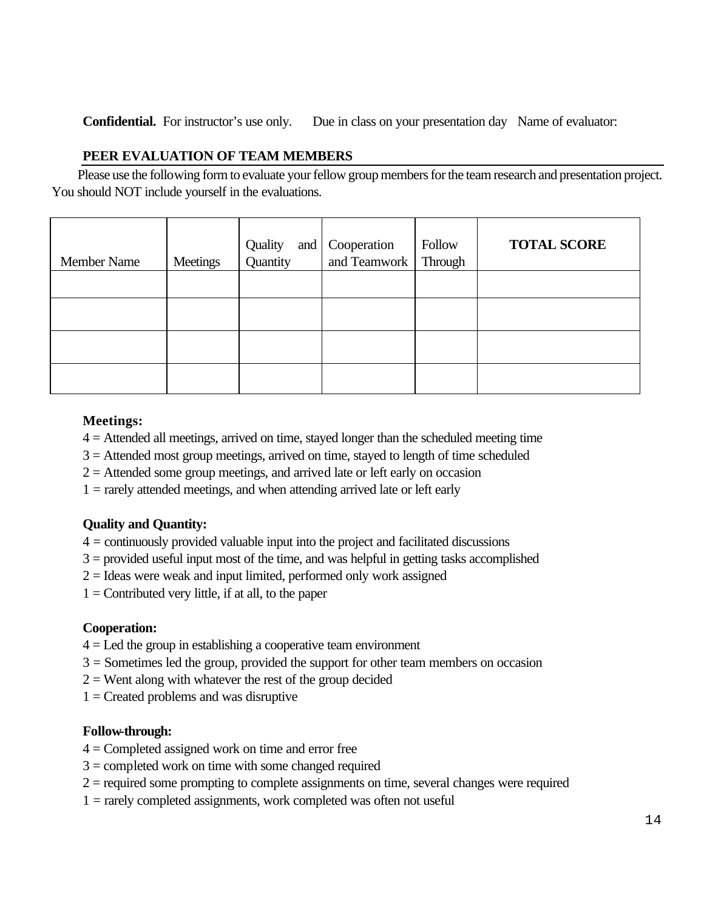**Confidential.** For instructor's use only. Due in class on your presentation day Name of evaluator:

## PEER EVALUATION OF TEAM MEMBERS

Please use the following form to evaluate your fellow group members for the team research and presentation project. You should NOT include yourself in the evaluations.

| Member Name | Meetings | Quality and Quantity | Cooperation and Teamwork | Follow Through | **TOTAL SCORE** |
|---|---|---|---|---|---|
| | | | | | |
| | | | | | |
| | | | | | |
| | | | | | |

**Meetings:**

4 = Attended all meetings, arrived on time, stayed longer than the scheduled meeting time
3 = Attended most group meetings, arrived on time, stayed to length of time scheduled
2 = Attended some group meetings, and arrived late or left early on occasion
1 = rarely attended meetings, and when attending arrived late or left early

**Quality and Quantity:**

4 = continuously provided valuable input into the project and facilitated discussions
3 = provided useful input most of the time, and was helpful in getting tasks accomplished
2 = Ideas were weak and input limited, performed only work assigned
1 = Contributed very little, if at all, to the paper

**Cooperation:**

4 = Led the group in establishing a cooperative team environment
3 = Sometimes led the group, provided the support for other team members on occasion
2 = Went along with whatever the rest of the group decided
1 = Created problems and was disruptive

**Follow-through:**

4 = Completed assigned work on time and error free
3 = completed work on time with some changed required
2 = required some prompting to complete assignments on time, several changes were required
1 = rarely completed assignments, work completed was often not useful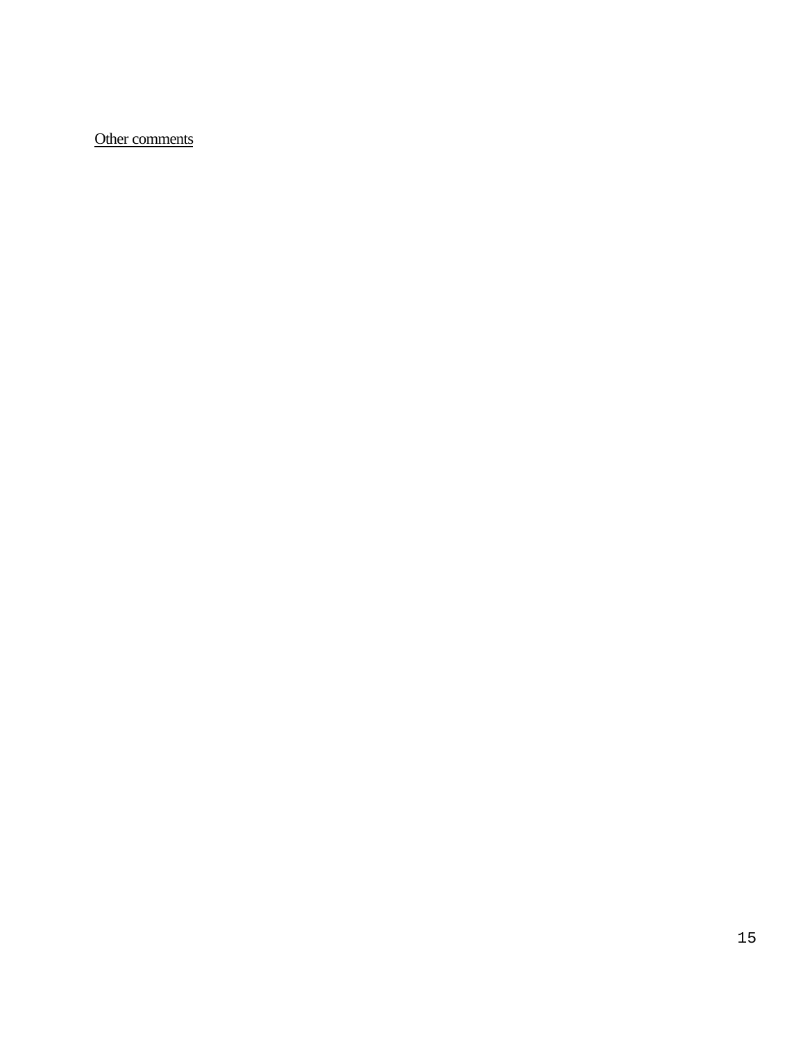<u>Other comments</u>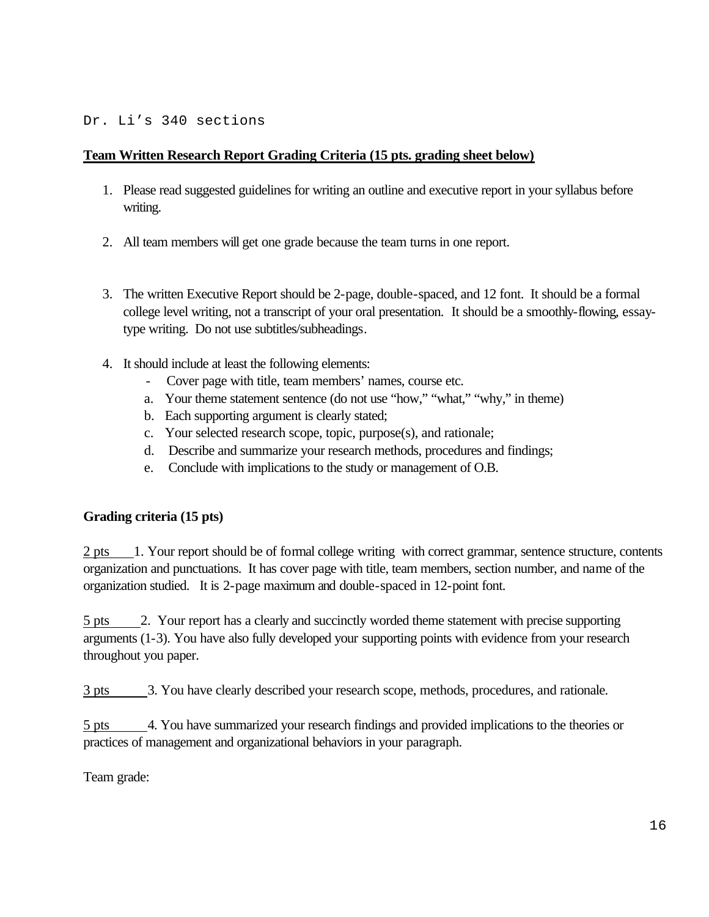Dr. Li's 340 sections

**Team Written Research Report Grading Criteria (15 pts. grading sheet below)**

1. Please read suggested guidelines for writing an outline and executive report in your syllabus before writing.

2. All team members will get one grade because the team turns in one report.

3. The written Executive Report should be 2-page, double-spaced, and 12 font. It should be a formal college level writing, not a transcript of your oral presentation. It should be a smoothly-flowing, essay-type writing. Do not use subtitles/subheadings.

4. It should include at least the following elements:
   - Cover page with title, team members' names, course etc.
   
   a. Your theme statement sentence (do not use "how," "what," "why," in theme)
   
   b. Each supporting argument is clearly stated;
   
   c. Your selected research scope, topic, purpose(s), and rationale;
   
   d. Describe and summarize your research methods, procedures and findings;
   
   e. Conclude with implications to the study or management of O.B.

**Grading criteria (15 pts)**

2 pts \_\_\_\_ 1. Your report should be of formal college writing with correct grammar, sentence structure, contents organization and punctuations. It has cover page with title, team members, section number, and name of the organization studied. It is 2-page maximum and double-spaced in 12-point font.

5 pts \_\_\_\_ 2. Your report has a clearly and succinctly worded theme statement with precise supporting arguments (1-3). You have also fully developed your supporting points with evidence from your research throughout you paper.

3 pts \_\_\_\_ 3. You have clearly described your research scope, methods, procedures, and rationale.

5 pts \_\_\_\_ 4. You have summarized your research findings and provided implications to the theories or practices of management and organizational behaviors in your paragraph.

Team grade: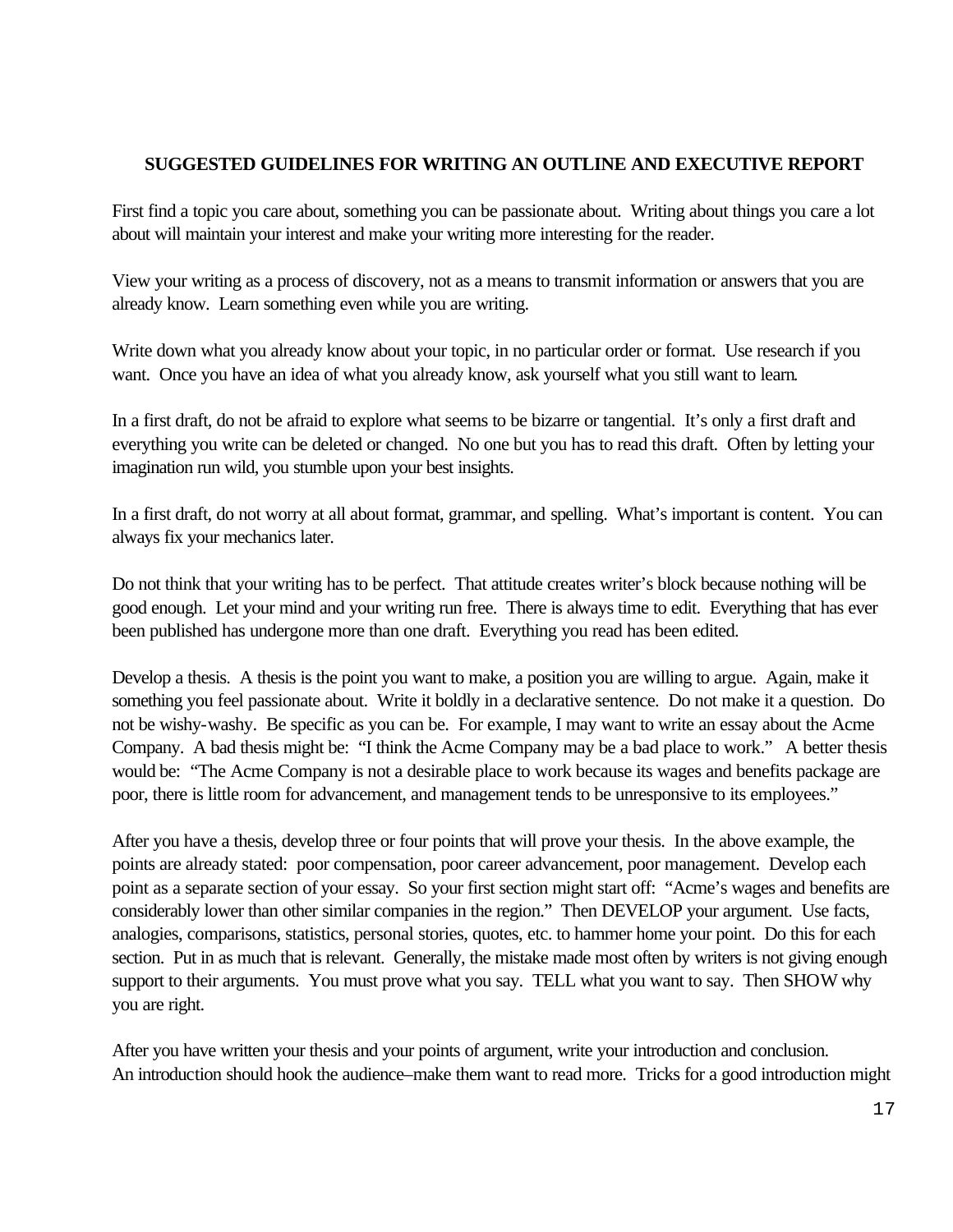## SUGGESTED GUIDELINES FOR WRITING AN OUTLINE AND EXECUTIVE REPORT

First find a topic you care about, something you can be passionate about. Writing about things you care a lot about will maintain your interest and make your writing more interesting for the reader.

View your writing as a process of discovery, not as a means to transmit information or answers that you are already know. Learn something even while you are writing.

Write down what you already know about your topic, in no particular order or format. Use research if you want. Once you have an idea of what you already know, ask yourself what you still want to learn.

In a first draft, do not be afraid to explore what seems to be bizarre or tangential. It's only a first draft and everything you write can be deleted or changed. No one but you has to read this draft. Often by letting your imagination run wild, you stumble upon your best insights.

In a first draft, do not worry at all about format, grammar, and spelling. What's important is content. You can always fix your mechanics later.

Do not think that your writing has to be perfect. That attitude creates writer's block because nothing will be good enough. Let your mind and your writing run free. There is always time to edit. Everything that has ever been published has undergone more than one draft. Everything you read has been edited.

Develop a thesis. A thesis is the point you want to make, a position you are willing to argue. Again, make it something you feel passionate about. Write it boldly in a declarative sentence. Do not make it a question. Do not be wishy-washy. Be specific as you can be. For example, I may want to write an essay about the Acme Company. A bad thesis might be: "I think the Acme Company may be a bad place to work." A better thesis would be: "The Acme Company is not a desirable place to work because its wages and benefits package are poor, there is little room for advancement, and management tends to be unresponsive to its employees."

After you have a thesis, develop three or four points that will prove your thesis. In the above example, the points are already stated: poor compensation, poor career advancement, poor management. Develop each point as a separate section of your essay. So your first section might start off: "Acme's wages and benefits are considerably lower than other similar companies in the region." Then DEVELOP your argument. Use facts, analogies, comparisons, statistics, personal stories, quotes, etc. to hammer home your point. Do this for each section. Put in as much that is relevant. Generally, the mistake made most often by writers is not giving enough support to their arguments. You must prove what you say. TELL what you want to say. Then SHOW why you are right.

After you have written your thesis and your points of argument, write your introduction and conclusion. An introduction should hook the audience–make them want to read more. Tricks for a good introduction might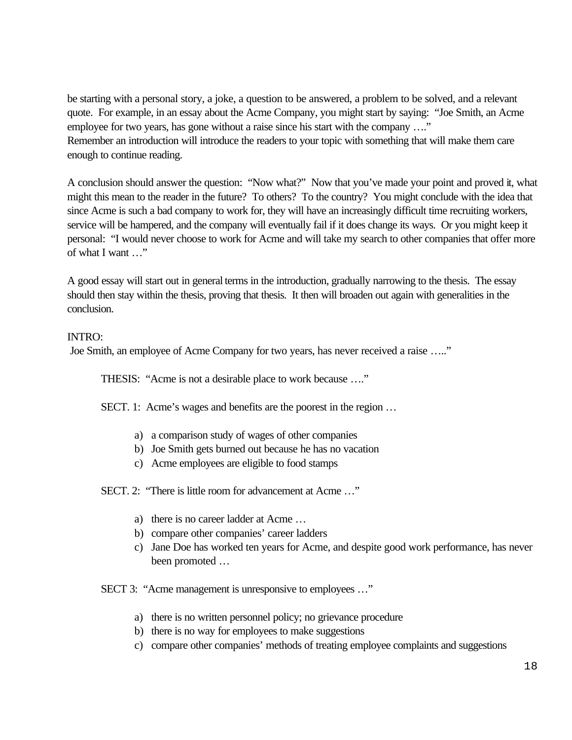be starting with a personal story, a joke, a question to be answered, a problem to be solved, and a relevant quote. For example, in an essay about the Acme Company, you might start by saying: "Joe Smith, an Acme employee for two years, has gone without a raise since his start with the company …."
Remember an introduction will introduce the readers to your topic with something that will make them care enough to continue reading.

A conclusion should answer the question: "Now what?" Now that you've made your point and proved it, what might this mean to the reader in the future? To others? To the country? You might conclude with the idea that since Acme is such a bad company to work for, they will have an increasingly difficult time recruiting workers, service will be hampered, and the company will eventually fail if it does change its ways. Or you might keep it personal: "I would never choose to work for Acme and will take my search to other companies that offer more of what I want …"

A good essay will start out in general terms in the introduction, gradually narrowing to the thesis. The essay should then stay within the thesis, proving that thesis. It then will broaden out again with generalities in the conclusion.

INTRO:
Joe Smith, an employee of Acme Company for two years, has never received a raise ….."

THESIS: "Acme is not a desirable place to work because …."

SECT. 1: Acme's wages and benefits are the poorest in the region …

a) a comparison study of wages of other companies
b) Joe Smith gets burned out because he has no vacation
c) Acme employees are eligible to food stamps

SECT. 2: "There is little room for advancement at Acme …"

a) there is no career ladder at Acme …
b) compare other companies' career ladders
c) Jane Doe has worked ten years for Acme, and despite good work performance, has never been promoted …

SECT 3: "Acme management is unresponsive to employees …"

a) there is no written personnel policy; no grievance procedure
b) there is no way for employees to make suggestions
c) compare other companies' methods of treating employee complaints and suggestions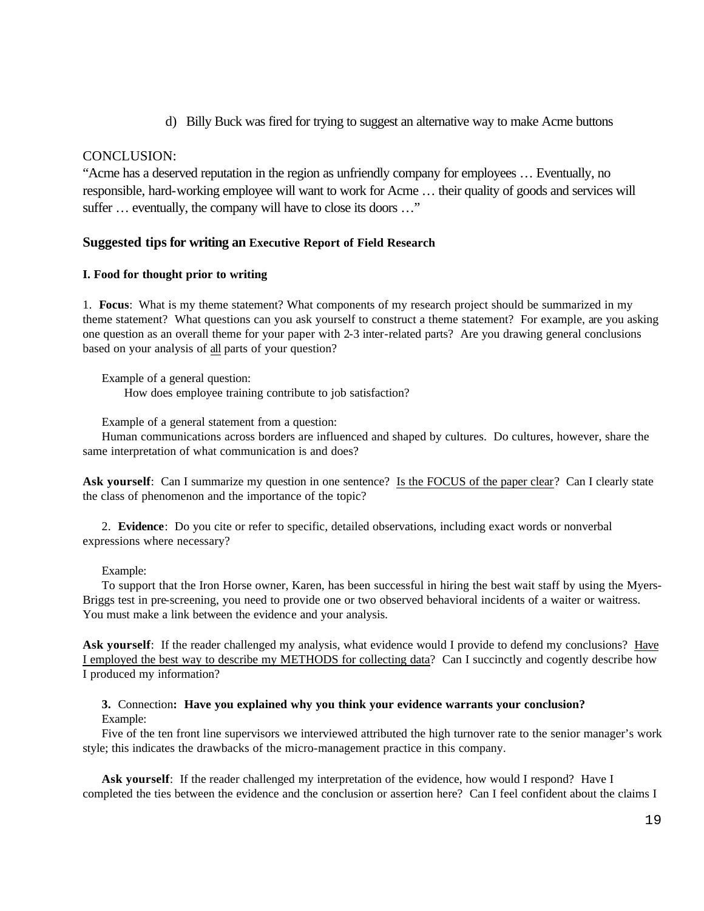d) Billy Buck was fired for trying to suggest an alternative way to make Acme buttons

CONCLUSION:

"Acme has a deserved reputation in the region as unfriendly company for employees … Eventually, no responsible, hard-working employee will want to work for Acme … their quality of goods and services will suffer … eventually, the company will have to close its doors …"

### Suggested tips for writing an Executive Report of Field Research

#### I. Food for thought prior to writing

1. **Focus**: What is my theme statement? What components of my research project should be summarized in my theme statement? What questions can you ask yourself to construct a theme statement? For example, are you asking one question as an overall theme for your paper with 2-3 inter-related parts? Are you drawing general conclusions based on your analysis of <u>all</u> parts of your question?

   Example of a general question:
   
   How does employee training contribute to job satisfaction?

   Example of a general statement from a question:
   
   Human communications across borders are influenced and shaped by cultures. Do cultures, however, share the same interpretation of what communication is and does?

**Ask yourself**: Can I summarize my question in one sentence? <u>Is the FOCUS of the paper clear</u>? Can I clearly state the class of phenomenon and the importance of the topic?

2. **Evidence**: Do you cite or refer to specific, detailed observations, including exact words or nonverbal expressions where necessary?

   Example:
   
   To support that the Iron Horse owner, Karen, has been successful in hiring the best wait staff by using the Myers-Briggs test in pre-screening, you need to provide one or two observed behavioral incidents of a waiter or waitress. You must make a link between the evidence and your analysis.

**Ask yourself**: If the reader challenged my analysis, what evidence would I provide to defend my conclusions? <u>Have I employed the best way to describe my METHODS for collecting data</u>? Can I succinctly and cogently describe how I produced my information?

3. Connection**: Have you explained why you think your evidence warrants your conclusion?**

   Example:
   
   Five of the ten front line supervisors we interviewed attributed the high turnover rate to the senior manager's work style; this indicates the drawbacks of the micro-management practice in this company.

   **Ask yourself**: If the reader challenged my interpretation of the evidence, how would I respond? Have I completed the ties between the evidence and the conclusion or assertion here? Can I feel confident about the claims I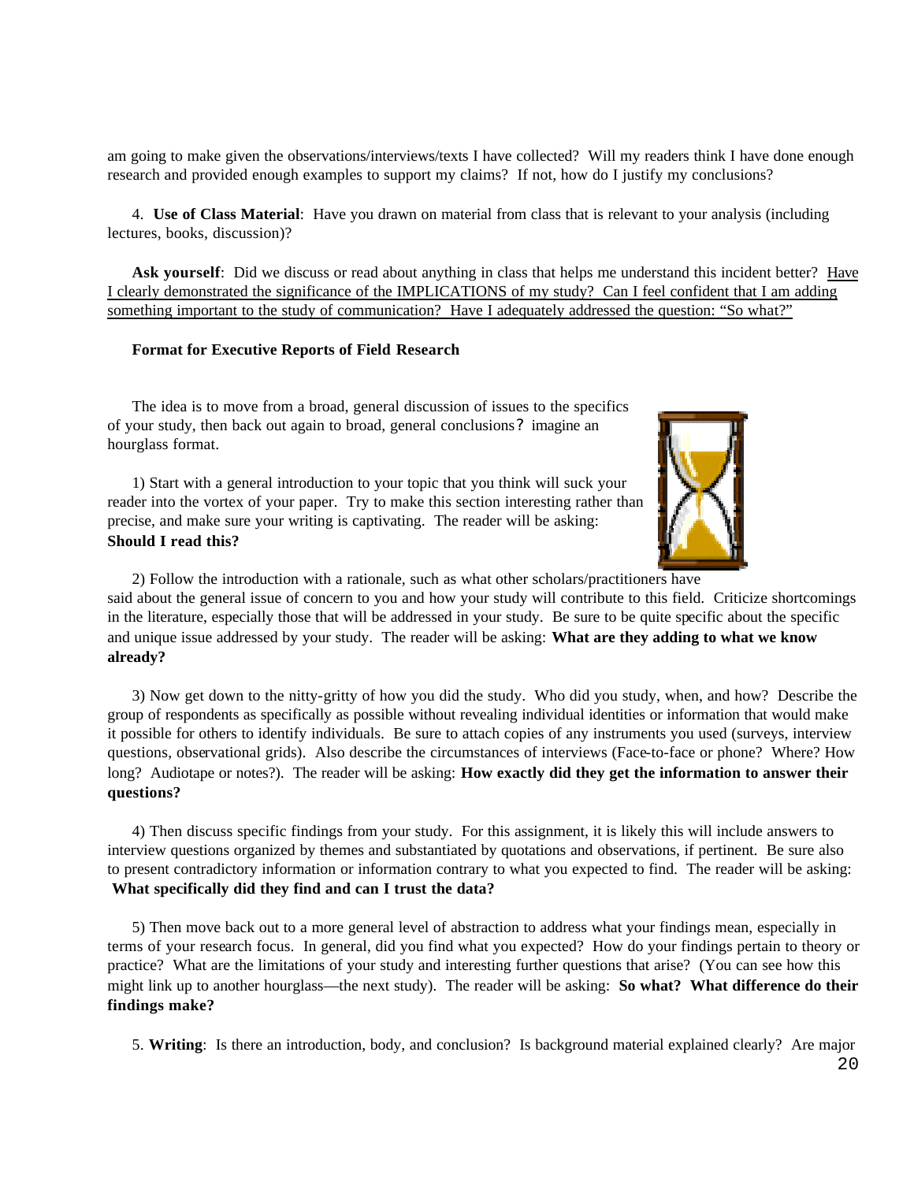am going to make given the observations/interviews/texts I have collected? Will my readers think I have done enough research and provided enough examples to support my claims? If not, how do I justify my conclusions?

4. **Use of Class Material**: Have you drawn on material from class that is relevant to your analysis (including lectures, books, discussion)?

**Ask yourself**: Did we discuss or read about anything in class that helps me understand this incident better? <u>Have I clearly demonstrated the significance of the IMPLICATIONS of my study? Can I feel confident that I am adding something important to the study of communication? Have I adequately addressed the question: "So what?"</u>

**Format for Executive Reports of Field Research**

The idea is to move from a broad, general discussion of issues to the specifics of your study, then back out again to broad, general conclusions? imagine an hourglass format.

1) Start with a general introduction to your topic that you think will suck your reader into the vortex of your paper. Try to make this section interesting rather than precise, and make sure your writing is captivating. The reader will be asking: **Should I read this?**

2) Follow the introduction with a rationale, such as what other scholars/practitioners have said about the general issue of concern to you and how your study will contribute to this field. Criticize shortcomings in the literature, especially those that will be addressed in your study. Be sure to be quite specific about the specific and unique issue addressed by your study. The reader will be asking: **What are they adding to what we know already?**

3) Now get down to the nitty-gritty of how you did the study. Who did you study, when, and how? Describe the group of respondents as specifically as possible without revealing individual identities or information that would make it possible for others to identify individuals. Be sure to attach copies of any instruments you used (surveys, interview questions, observational grids). Also describe the circumstances of interviews (Face-to-face or phone? Where? How long? Audiotape or notes?). The reader will be asking: **How exactly did they get the information to answer their questions?**

4) Then discuss specific findings from your study. For this assignment, it is likely this will include answers to interview questions organized by themes and substantiated by quotations and observations, if pertinent. Be sure also to present contradictory information or information contrary to what you expected to find. The reader will be asking: **What specifically did they find and can I trust the data?**

5) Then move back out to a more general level of abstraction to address what your findings mean, especially in terms of your research focus. In general, did you find what you expected? How do your findings pertain to theory or practice? What are the limitations of your study and interesting further questions that arise? (You can see how this might link up to another hourglass—the next study). The reader will be asking: **So what? What difference do their findings make?**

5. **Writing**: Is there an introduction, body, and conclusion? Is background material explained clearly? Are major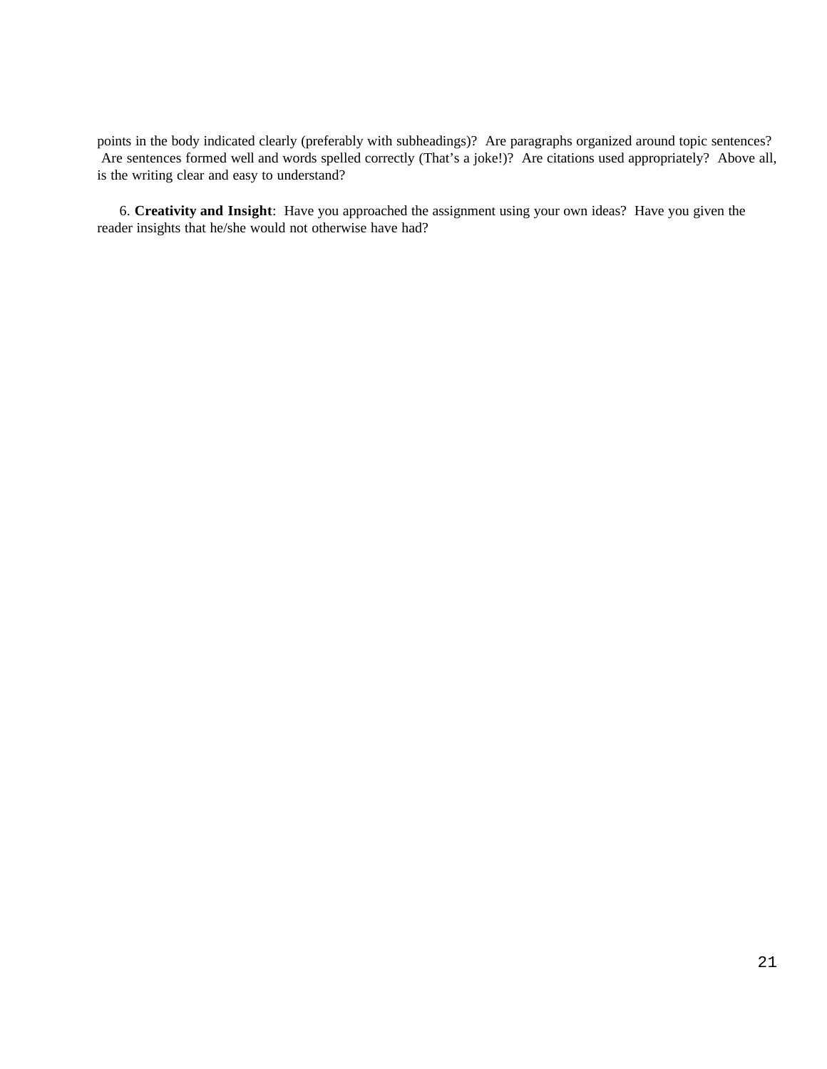points in the body indicated clearly (preferably with subheadings)? Are paragraphs organized around topic sentences? Are sentences formed well and words spelled correctly (That's a joke!)? Are citations used appropriately? Above all, is the writing clear and easy to understand?

6. **Creativity and Insight**: Have you approached the assignment using your own ideas? Have you given the reader insights that he/she would not otherwise have had?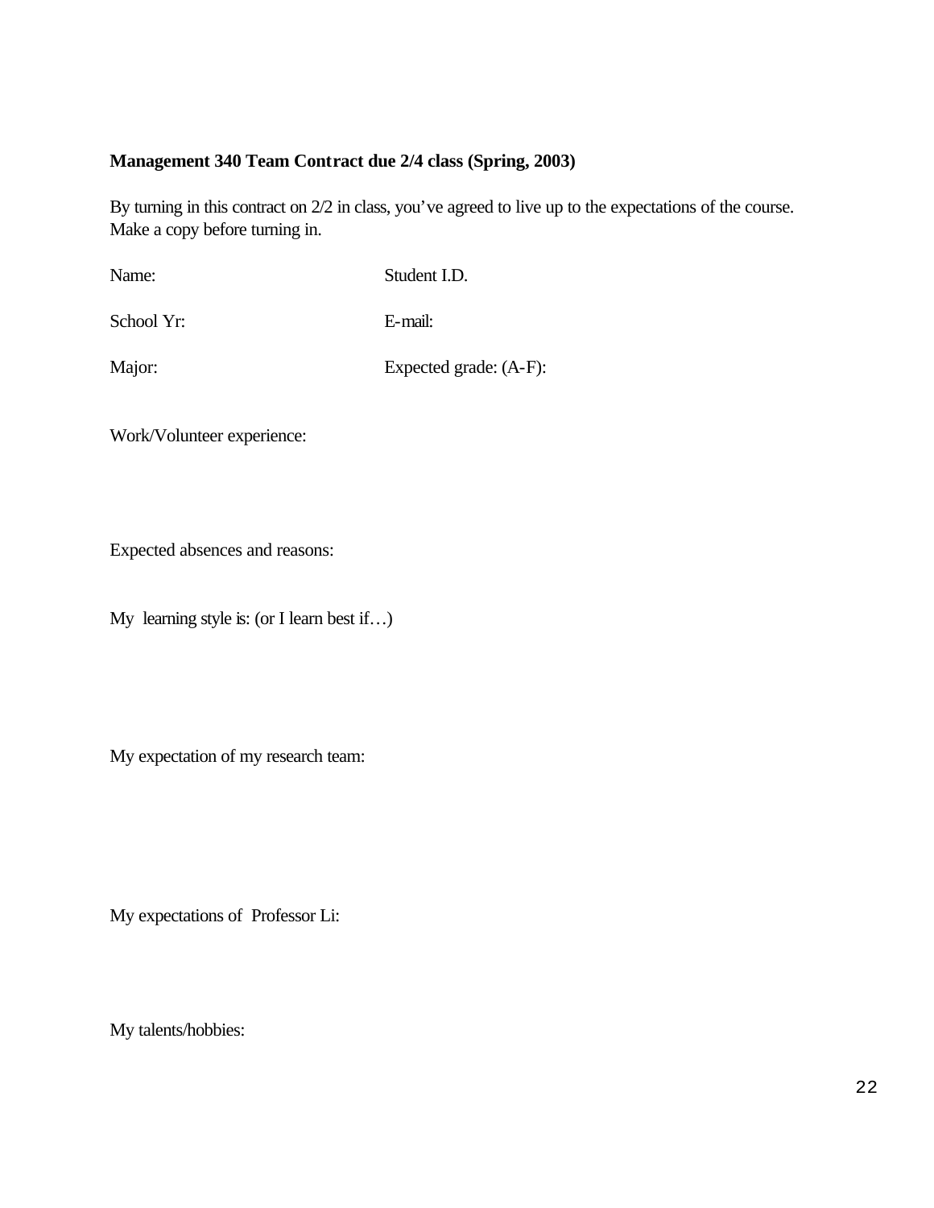**Management 340 Team Contract due 2/4 class (Spring, 2003)**

By turning in this contract on 2/2 in class, you've agreed to live up to the expectations of the course. Make a copy before turning in.

| | |
|---|---|
| Name: | Student I.D. |
| School Yr: | E-mail: |
| Major: | Expected grade: (A-F): |

Work/Volunteer experience:

Expected absences and reasons:

My learning style is: (or I learn best if…)

My expectation of my research team:

My expectations of Professor Li:

My talents/hobbies: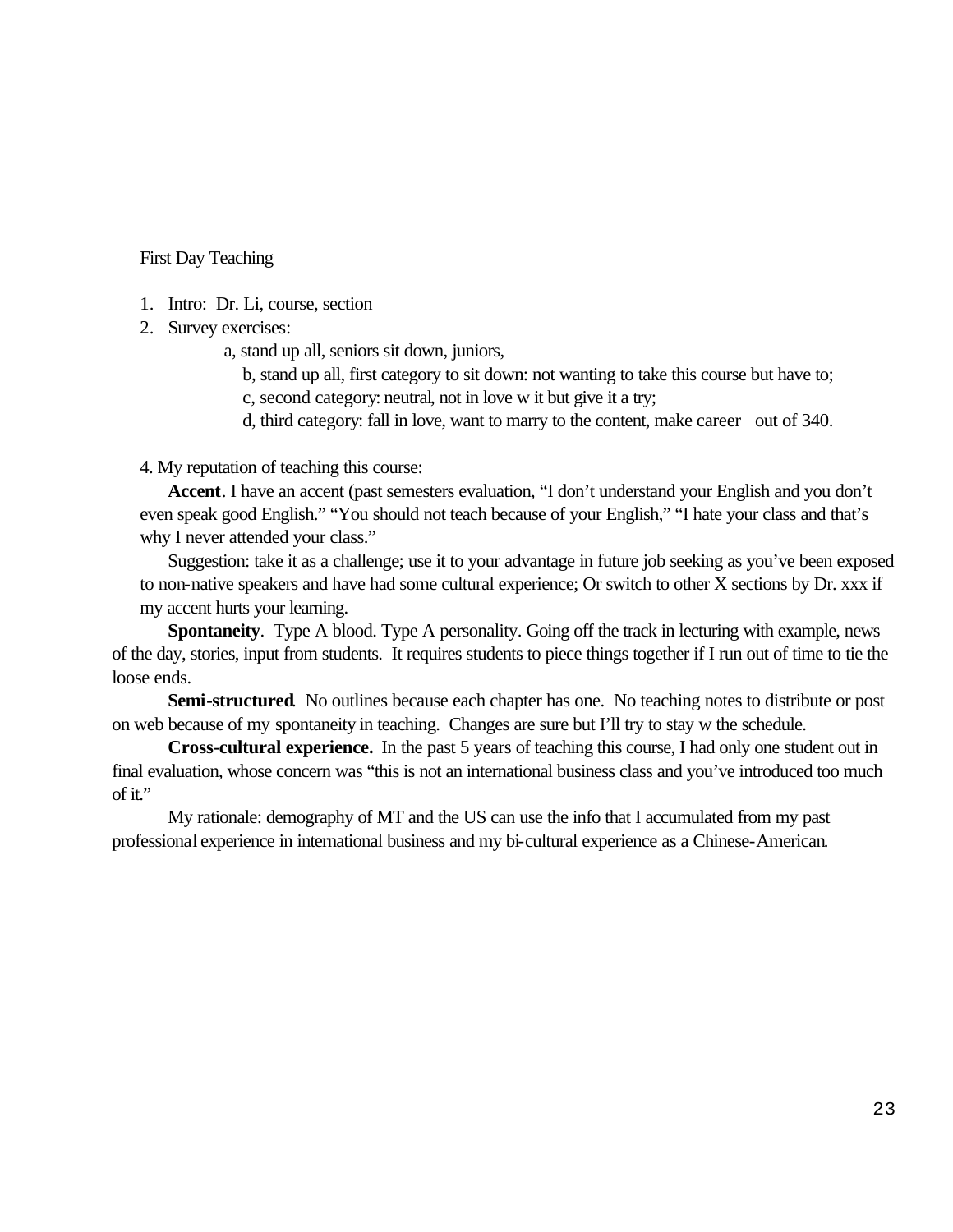First Day Teaching

1. Intro: Dr. Li, course, section
2. Survey exercises:

   a, stand up all, seniors sit down, juniors,

   b, stand up all, first category to sit down: not wanting to take this course but have to;

   c, second category: neutral, not in love w it but give it a try;

   d, third category: fall in love, want to marry to the content, make career out of 340.

4. My reputation of teaching this course:

**Accent**. I have an accent (past semesters evaluation, "I don't understand your English and you don't even speak good English." "You should not teach because of your English," "I hate your class and that's why I never attended your class."

Suggestion: take it as a challenge; use it to your advantage in future job seeking as you've been exposed to non-native speakers and have had some cultural experience; Or switch to other X sections by Dr. xxx if my accent hurts your learning.

**Spontaneity**. Type A blood. Type A personality. Going off the track in lecturing with example, news of the day, stories, input from students. It requires students to piece things together if I run out of time to tie the loose ends.

**Semi-structured**. No outlines because each chapter has one. No teaching notes to distribute or post on web because of my spontaneity in teaching. Changes are sure but I'll try to stay w the schedule.

**Cross-cultural experience.** In the past 5 years of teaching this course, I had only one student out in final evaluation, whose concern was "this is not an international business class and you've introduced too much of it."

My rationale: demography of MT and the US can use the info that I accumulated from my past professional experience in international business and my bi-cultural experience as a Chinese-American.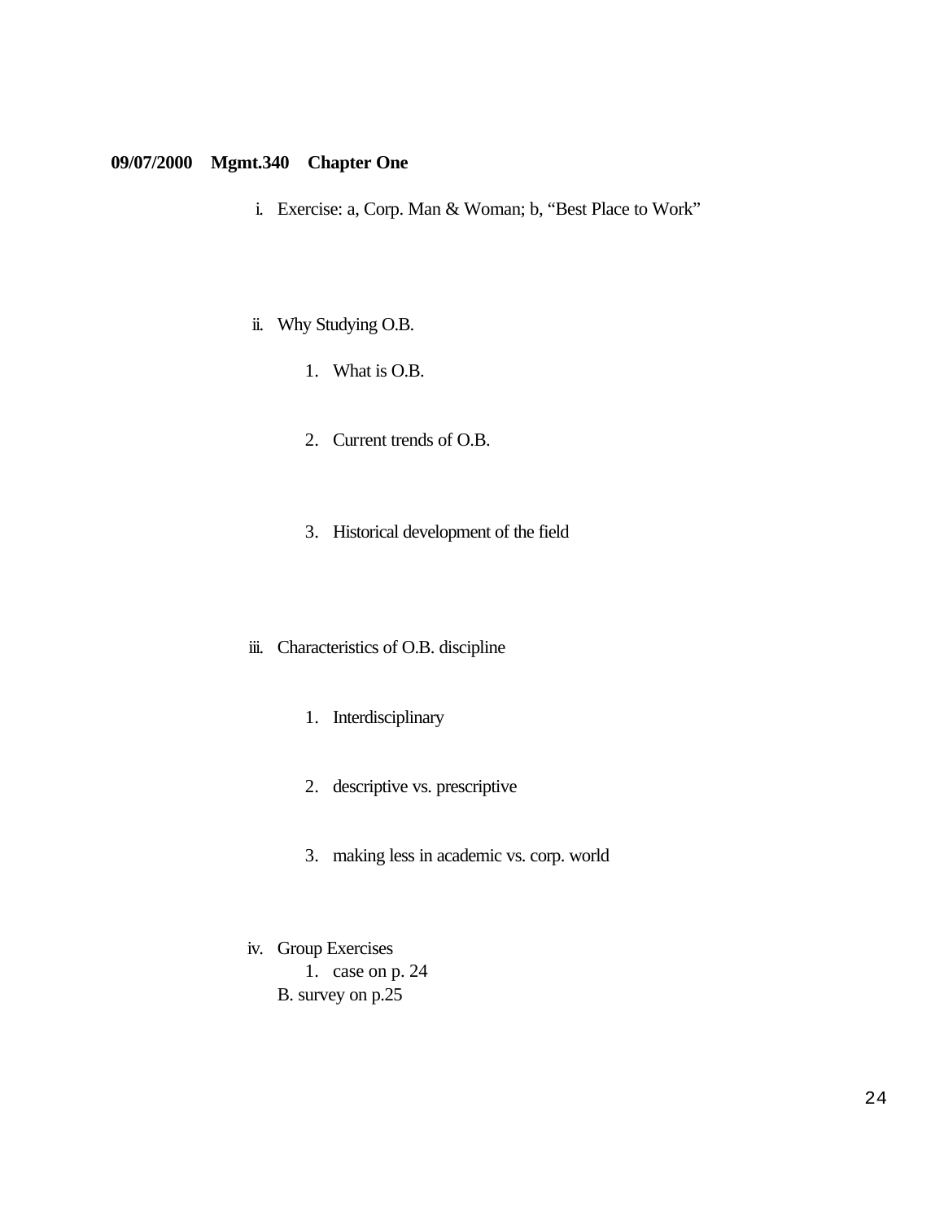**09/07/2000 Mgmt.340 Chapter One**

i. Exercise: a, Corp. Man & Woman; b, "Best Place to Work"

ii. Why Studying O.B.

   1. What is O.B.

   2. Current trends of O.B.

   3. Historical development of the field

iii. Characteristics of O.B. discipline

   1. Interdisciplinary

   2. descriptive vs. prescriptive

   3. making less in academic vs. corp. world

iv. Group Exercises

   1. case on p. 24

   B. survey on p.25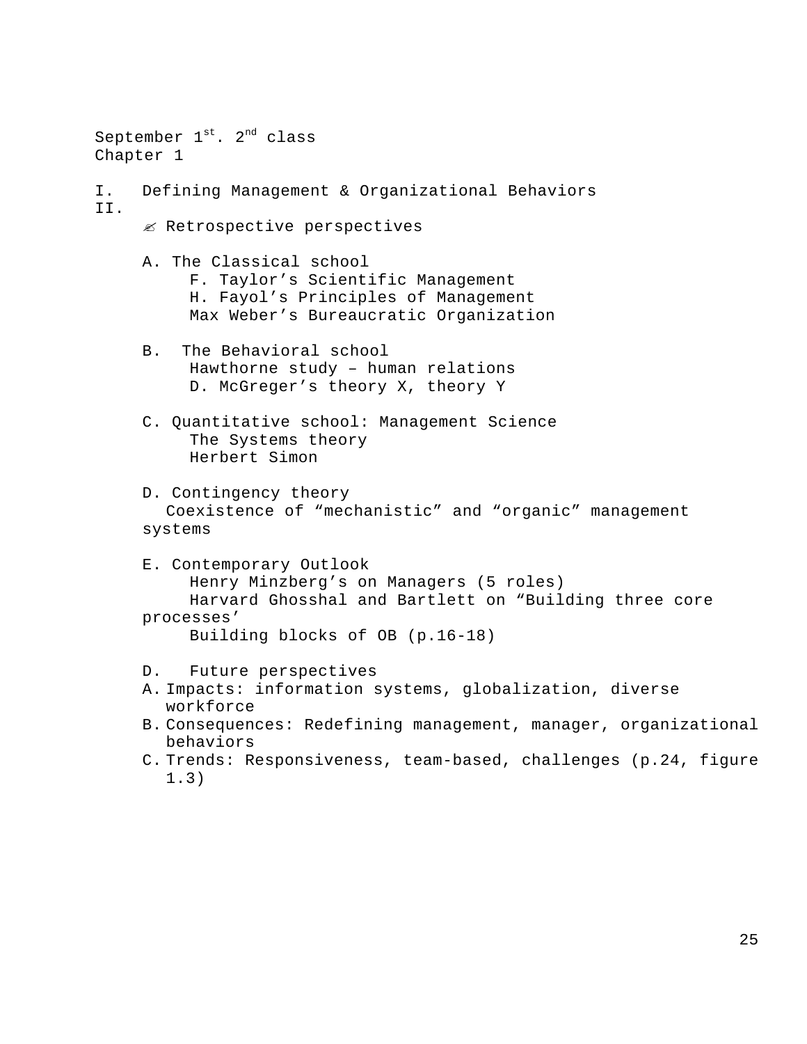September 1st. 2nd class
Chapter 1

I. Defining Management & Organizational Behaviors
II.
  ✍ Retrospective perspectives

  A. The Classical school
    F. Taylor’s Scientific Management
    H. Fayol’s Principles of Management
    Max Weber’s Bureaucratic Organization

  B. The Behavioral school
    Hawthorne study – human relations
    D. McGreger’s theory X, theory Y

  C. Quantitative school: Management Science
    The Systems theory
    Herbert Simon

  D. Contingency theory
    Coexistence of “mechanistic” and “organic” management systems

  E. Contemporary Outlook
    Henry Minzberg’s on Managers (5 roles)
    Harvard Ghosshal and Bartlett on “Building three core processes’
    Building blocks of OB (p.16-18)

  D. Future perspectives
  A. Impacts: information systems, globalization, diverse workforce
  B. Consequences: Redefining management, manager, organizational behaviors
  C. Trends: Responsiveness, team-based, challenges (p.24, figure 1.3)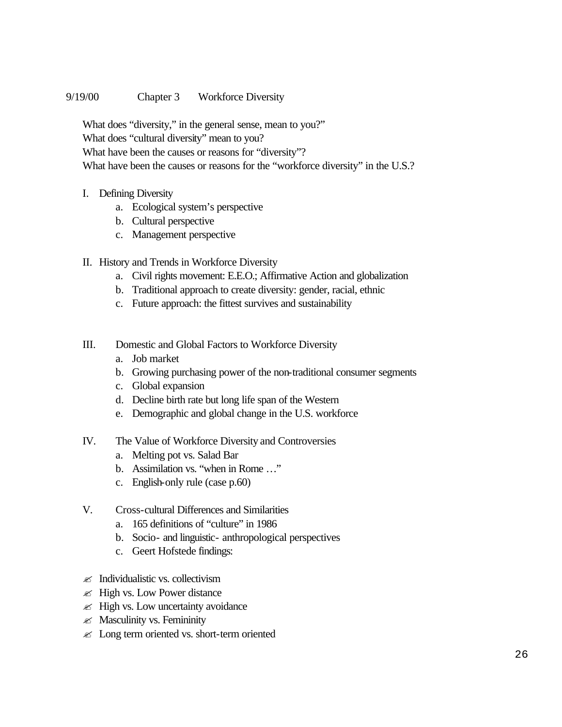9/19/00 Chapter 3 Workforce Diversity

What does "diversity," in the general sense, mean to you?"
What does "cultural diversity" mean to you?
What have been the causes or reasons for "diversity"?
What have been the causes or reasons for the "workforce diversity" in the U.S.?

I. Defining Diversity
   a. Ecological system's perspective
   b. Cultural perspective
   c. Management perspective

II. History and Trends in Workforce Diversity
   a. Civil rights movement: E.E.O.; Affirmative Action and globalization
   b. Traditional approach to create diversity: gender, racial, ethnic
   c. Future approach: the fittest survives and sustainability

III. Domestic and Global Factors to Workforce Diversity
   a. Job market
   b. Growing purchasing power of the non-traditional consumer segments
   c. Global expansion
   d. Decline birth rate but long life span of the Western
   e. Demographic and global change in the U.S. workforce

IV. The Value of Workforce Diversity and Controversies
   a. Melting pot vs. Salad Bar
   b. Assimilation vs. "when in Rome …"
   c. English-only rule (case p.60)

V. Cross-cultural Differences and Similarities
   a. 165 definitions of "culture" in 1986
   b. Socio- and linguistic- anthropological perspectives
   c. Geert Hofstede findings:

- ✍ Individualistic vs. collectivism
- ✍ High vs. Low Power distance
- ✍ High vs. Low uncertainty avoidance
- ✍ Masculinity vs. Femininity
- ✍ Long term oriented vs. short-term oriented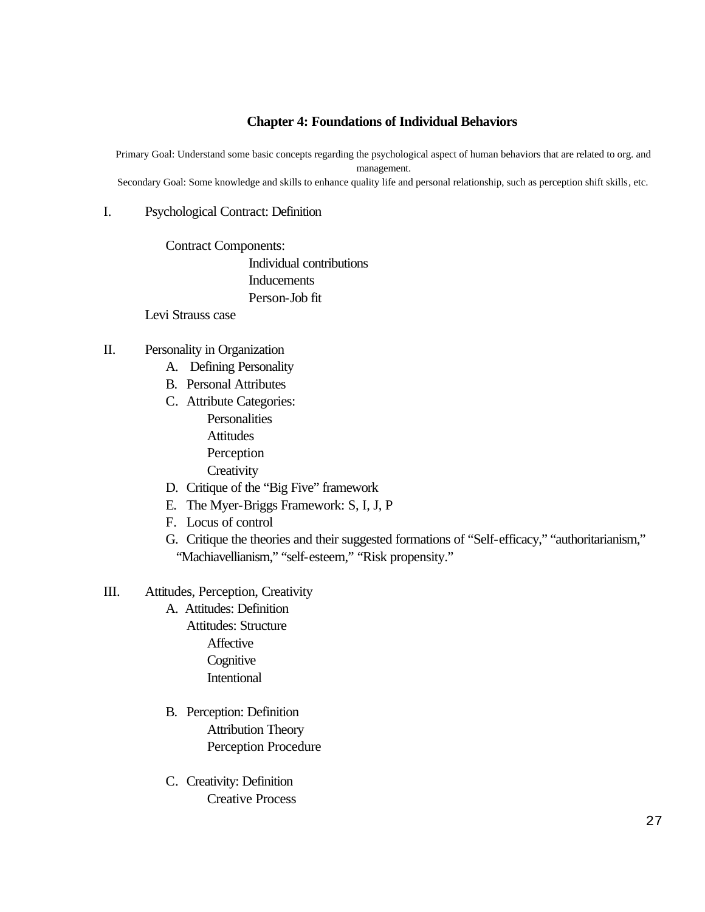## Chapter 4: Foundations of Individual Behaviors

Primary Goal: Understand some basic concepts regarding the psychological aspect of human behaviors that are related to org. and management.
Secondary Goal: Some knowledge and skills to enhance quality life and personal relationship, such as perception shift skills, etc.

I. Psychological Contract: Definition

   Contract Components:
      Individual contributions
      Inducements
      Person-Job fit

   Levi Strauss case

II. Personality in Organization
   A. Defining Personality
   B. Personal Attributes
   C. Attribute Categories:
      Personalities
      Attitudes
      Perception
      Creativity
   D. Critique of the "Big Five" framework
   E. The Myer-Briggs Framework: S, I, J, P
   F. Locus of control
   G. Critique the theories and their suggested formations of "Self-efficacy," "authoritarianism," "Machiavellianism," "self-esteem," "Risk propensity."

III. Attitudes, Perception, Creativity
   A. Attitudes: Definition
      Attitudes: Structure
         Affective
         Cognitive
         Intentional

   B. Perception: Definition
      Attribution Theory
      Perception Procedure

   C. Creativity: Definition
      Creative Process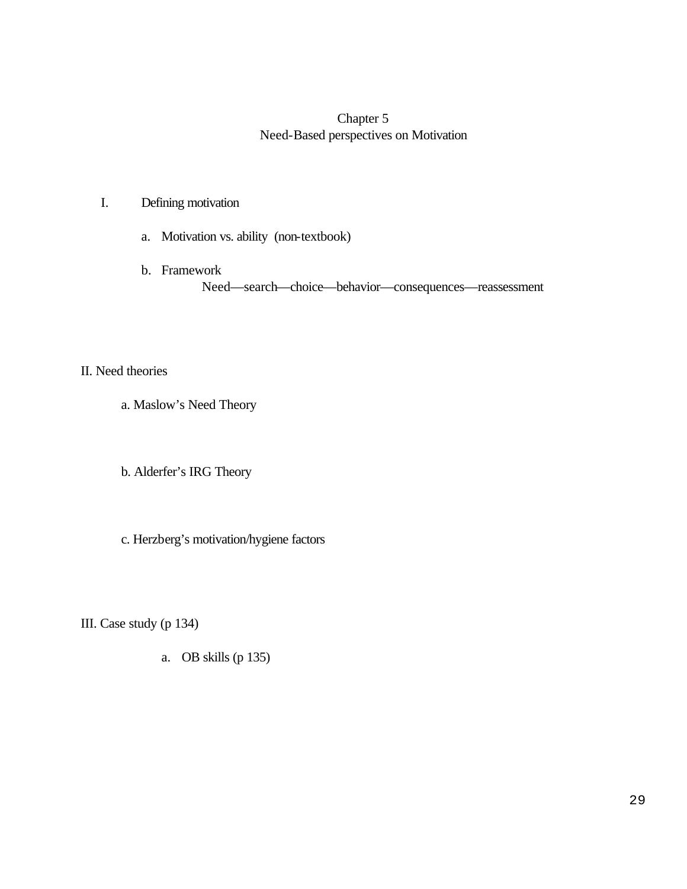# Chapter 5
## Need-Based perspectives on Motivation

I. Defining motivation

   a. Motivation vs. ability (non-textbook)

   b. Framework
      Need—search—choice—behavior—consequences—reassessment

II. Need theories

   a. Maslow's Need Theory

   b. Alderfer's IRG Theory

   c. Herzberg's motivation/hygiene factors

III. Case study (p 134)

   a. OB skills (p 135)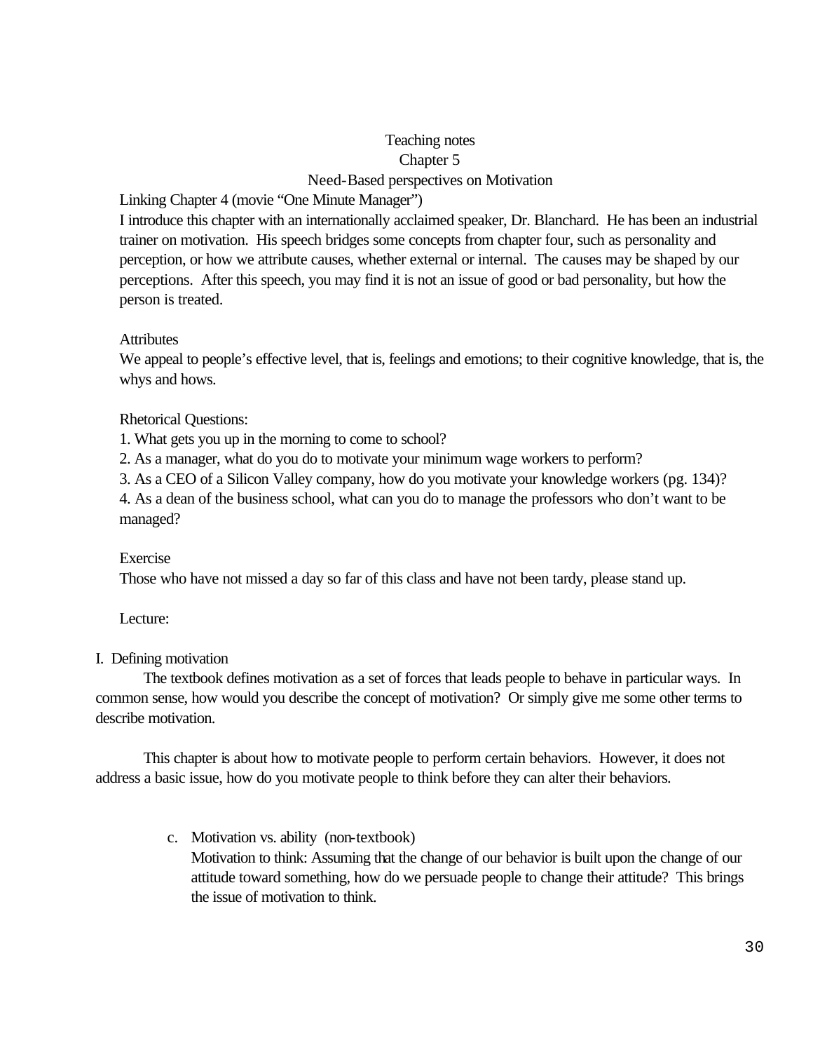Teaching notes
Chapter 5
Need-Based perspectives on Motivation

Linking Chapter 4 (movie "One Minute Manager")

I introduce this chapter with an internationally acclaimed speaker, Dr. Blanchard. He has been an industrial trainer on motivation. His speech bridges some concepts from chapter four, such as personality and perception, or how we attribute causes, whether external or internal. The causes may be shaped by our perceptions. After this speech, you may find it is not an issue of good or bad personality, but how the person is treated.

Attributes

We appeal to people's effective level, that is, feelings and emotions; to their cognitive knowledge, that is, the whys and hows.

Rhetorical Questions:

1. What gets you up in the morning to come to school?
2. As a manager, what do you do to motivate your minimum wage workers to perform?
3. As a CEO of a Silicon Valley company, how do you motivate your knowledge workers (pg. 134)?
4. As a dean of the business school, what can you do to manage the professors who don't want to be managed?

Exercise

Those who have not missed a day so far of this class and have not been tardy, please stand up.

Lecture:

I. Defining motivation

The textbook defines motivation as a set of forces that leads people to behave in particular ways. In common sense, how would you describe the concept of motivation? Or simply give me some other terms to describe motivation.

This chapter is about how to motivate people to perform certain behaviors. However, it does not address a basic issue, how do you motivate people to think before they can alter their behaviors.

c. Motivation vs. ability (non-textbook)
   Motivation to think: Assuming that the change of our behavior is built upon the change of our attitude toward something, how do we persuade people to change their attitude? This brings the issue of motivation to think.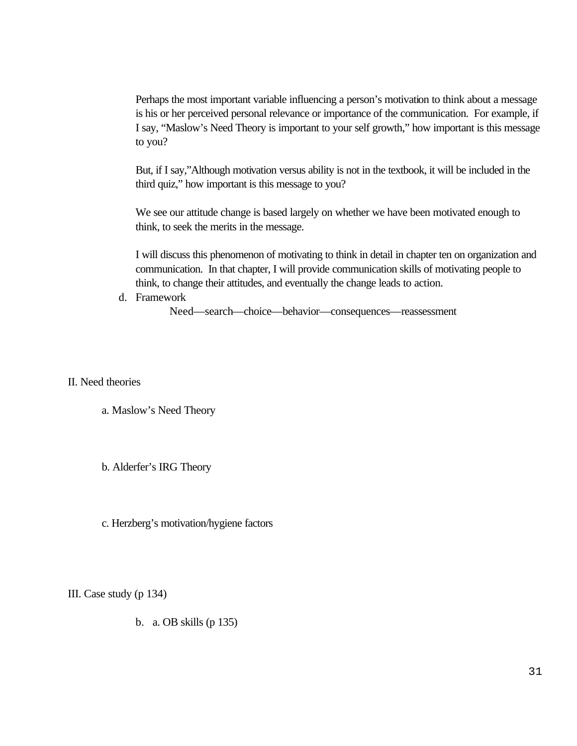Perhaps the most important variable influencing a person's motivation to think about a message is his or her perceived personal relevance or importance of the communication. For example, if I say, "Maslow's Need Theory is important to your self growth," how important is this message to you?

But, if I say,"Although motivation versus ability is not in the textbook, it will be included in the third quiz," how important is this message to you?

We see our attitude change is based largely on whether we have been motivated enough to think, to seek the merits in the message.

I will discuss this phenomenon of motivating to think in detail in chapter ten on organization and communication. In that chapter, I will provide communication skills of motivating people to think, to change their attitudes, and eventually the change leads to action.

d. Framework

Need—search—choice—behavior—consequences—reassessment

II. Need theories

a. Maslow's Need Theory

b. Alderfer's IRG Theory

c. Herzberg's motivation/hygiene factors

III. Case study (p 134)

b. a. OB skills (p 135)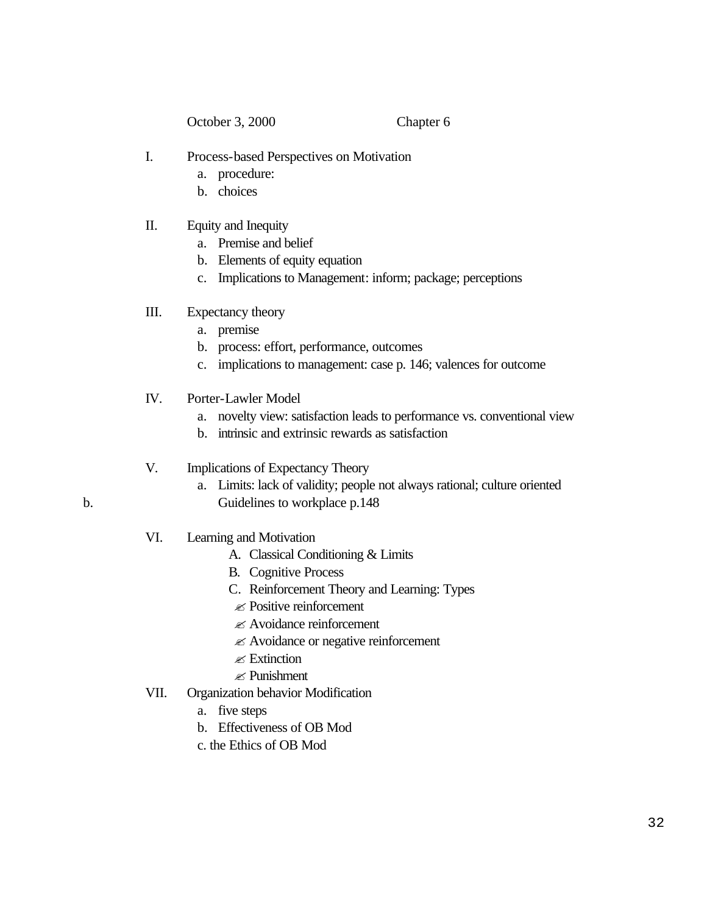October 3, 2000 Chapter 6

I. Process-based Perspectives on Motivation
   a. procedure:
   b. choices

II. Equity and Inequity
   a. Premise and belief
   b. Elements of equity equation
   c. Implications to Management: inform; package; perceptions

III. Expectancy theory
   a. premise
   b. process: effort, performance, outcomes
   c. implications to management: case p. 146; valences for outcome

IV. Porter-Lawler Model
   a. novelty view: satisfaction leads to performance vs. conventional view
   b. intrinsic and extrinsic rewards as satisfaction

V. Implications of Expectancy Theory
   a. Limits: lack of validity; people not always rational; culture oriented
   b. Guidelines to workplace p.148

VI. Learning and Motivation
   A. Classical Conditioning & Limits
   B. Cognitive Process
   C. Reinforcement Theory and Learning: Types
      - ✍ Positive reinforcement
      - ✍ Avoidance reinforcement
      - ✍ Avoidance or negative reinforcement
      - ✍ Extinction
      - ✍ Punishment

VII. Organization behavior Modification
   a. five steps
   b. Effectiveness of OB Mod
   c. the Ethics of OB Mod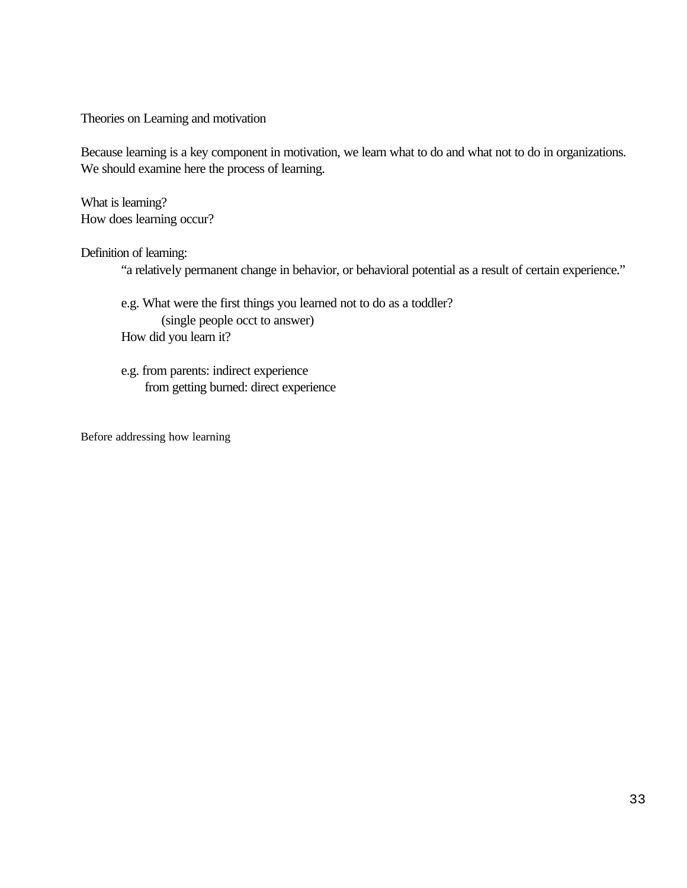Theories on Learning and motivation

Because learning is a key component in motivation, we learn what to do and what not to do in organizations. We should examine here the process of learning.

What is learning?
How does learning occur?

Definition of learning:

> "a relatively permanent change in behavior, or behavioral potential as a result of certain experience."
>
> e.g. What were the first things you learned not to do as a toddler?
>
> (single people occt to answer)
>
> How did you learn it?
>
> e.g. from parents: indirect experience
>
> from getting burned: direct experience

Before addressing how learning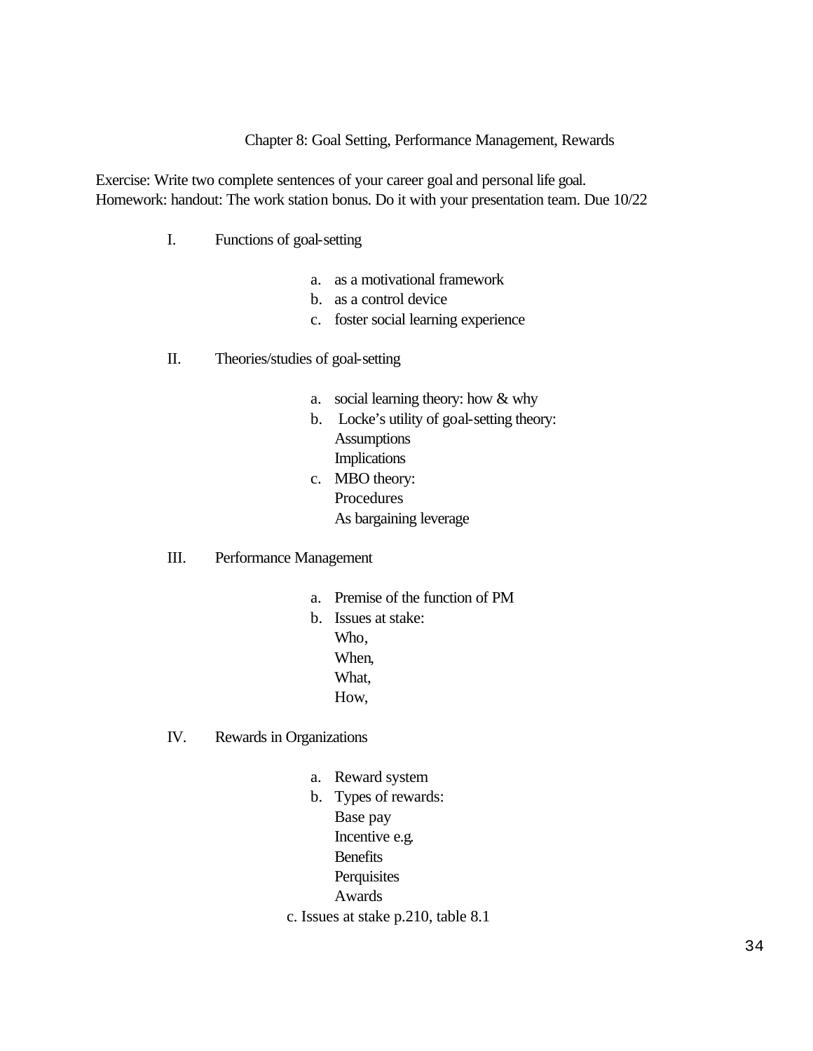## Chapter 8: Goal Setting, Performance Management, Rewards

Exercise: Write two complete sentences of your career goal and personal life goal.
Homework: handout: The work station bonus. Do it with your presentation team. Due 10/22

I. Functions of goal-setting

   a. as a motivational framework
   b. as a control device
   c. foster social learning experience

II. Theories/studies of goal-setting

   a. social learning theory: how & why
   b. Locke's utility of goal-setting theory:
      Assumptions
      Implications
   c. MBO theory:
      Procedures
      As bargaining leverage

III. Performance Management

   a. Premise of the function of PM
   b. Issues at stake:
      Who,
      When,
      What,
      How,

IV. Rewards in Organizations

   a. Reward system
   b. Types of rewards:
      Base pay
      Incentive e.g.
      Benefits
      Perquisites
      Awards
   c. Issues at stake p.210, table 8.1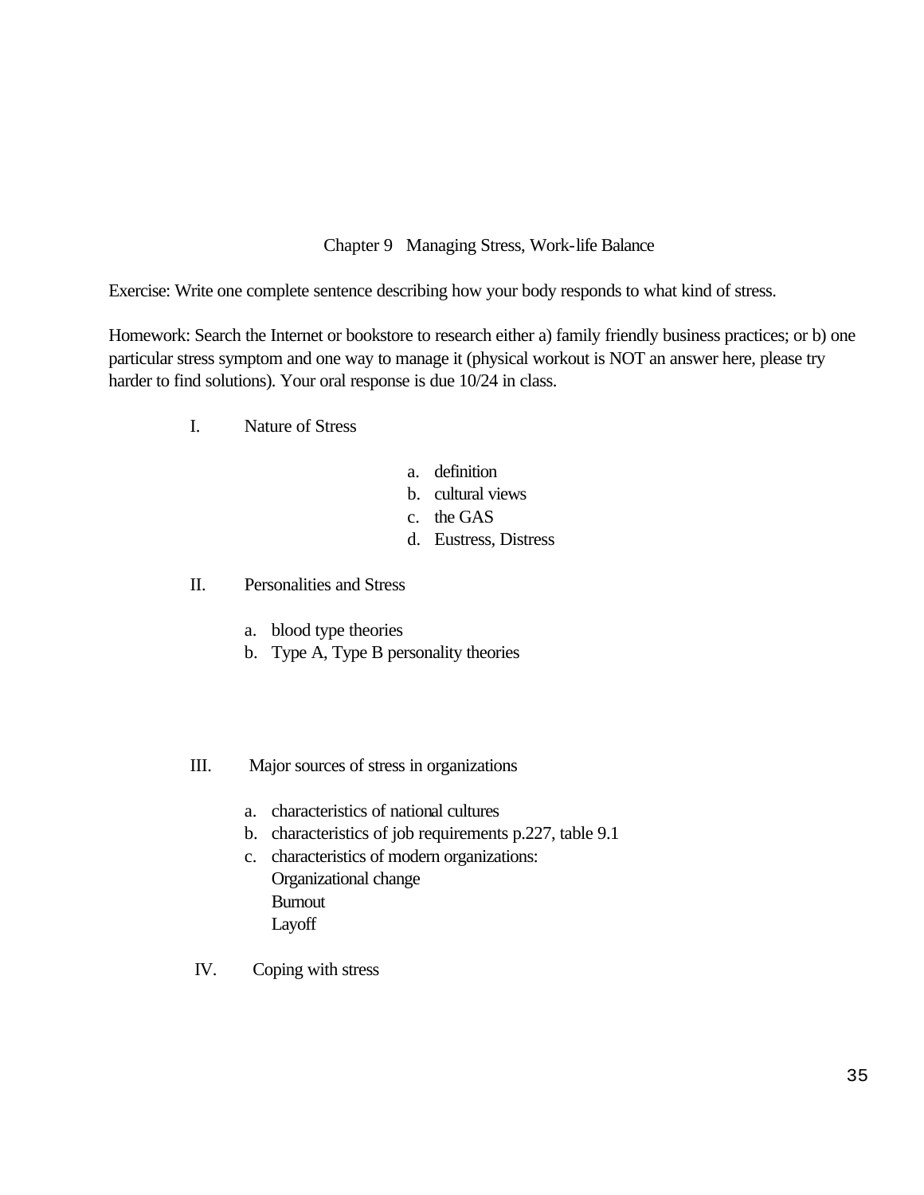# Chapter 9 Managing Stress, Work-life Balance

Exercise: Write one complete sentence describing how your body responds to what kind of stress.

Homework: Search the Internet or bookstore to research either a) family friendly business practices; or b) one particular stress symptom and one way to manage it (physical workout is NOT an answer here, please try harder to find solutions). Your oral response is due 10/24 in class.

I. Nature of Stress

   a. definition
   b. cultural views
   c. the GAS
   d. Eustress, Distress

II. Personalities and Stress

   a. blood type theories
   b. Type A, Type B personality theories

III. Major sources of stress in organizations

   a. characteristics of national cultures
   b. characteristics of job requirements p.227, table 9.1
   c. characteristics of modern organizations:
      Organizational change
      Burnout
      Layoff

IV. Coping with stress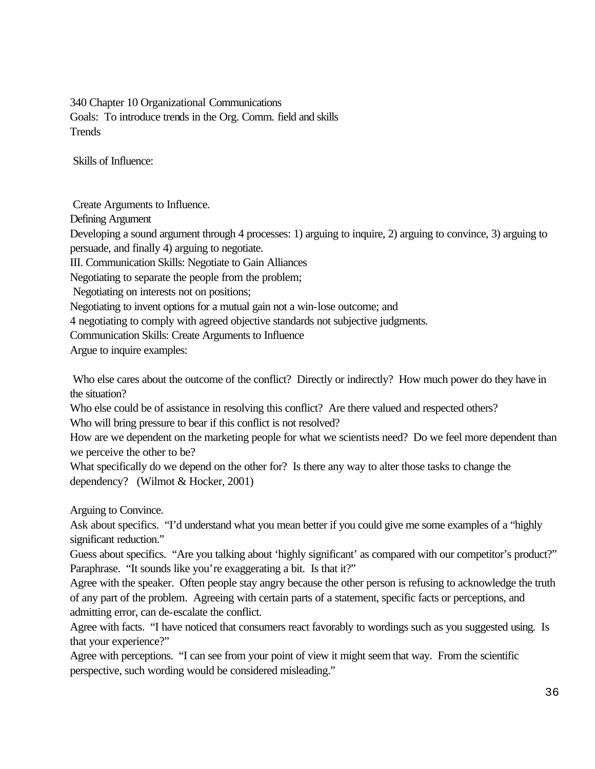340 Chapter 10 Organizational Communications

Goals: To introduce trends in the Org. Comm. field and skills

Trends

Skills of Influence:

Create Arguments to Influence.

Defining Argument

Developing a sound argument through 4 processes: 1) arguing to inquire, 2) arguing to convince, 3) arguing to persuade, and finally 4) arguing to negotiate.

III. Communication Skills: Negotiate to Gain Alliances

Negotiating to separate the people from the problem;

Negotiating on interests not on positions;

Negotiating to invent options for a mutual gain not a win-lose outcome; and

4 negotiating to comply with agreed objective standards not subjective judgments.

Communication Skills: Create Arguments to Influence

Argue to inquire examples:

Who else cares about the outcome of the conflict? Directly or indirectly? How much power do they have in the situation?

Who else could be of assistance in resolving this conflict? Are there valued and respected others?

Who will bring pressure to bear if this conflict is not resolved?

How are we dependent on the marketing people for what we scientists need? Do we feel more dependent than we perceive the other to be?

What specifically do we depend on the other for? Is there any way to alter those tasks to change the dependency? (Wilmot & Hocker, 2001)

Arguing to Convince.

Ask about specifics. "I'd understand what you mean better if you could give me some examples of a "highly significant reduction."

Guess about specifics. "Are you talking about 'highly significant' as compared with our competitor's product?"

Paraphrase. "It sounds like you're exaggerating a bit. Is that it?"

Agree with the speaker. Often people stay angry because the other person is refusing to acknowledge the truth of any part of the problem. Agreeing with certain parts of a statement, specific facts or perceptions, and admitting error, can de-escalate the conflict.

Agree with facts. "I have noticed that consumers react favorably to wordings such as you suggested using. Is that your experience?"

Agree with perceptions. "I can see from your point of view it might seem that way. From the scientific perspective, such wording would be considered misleading."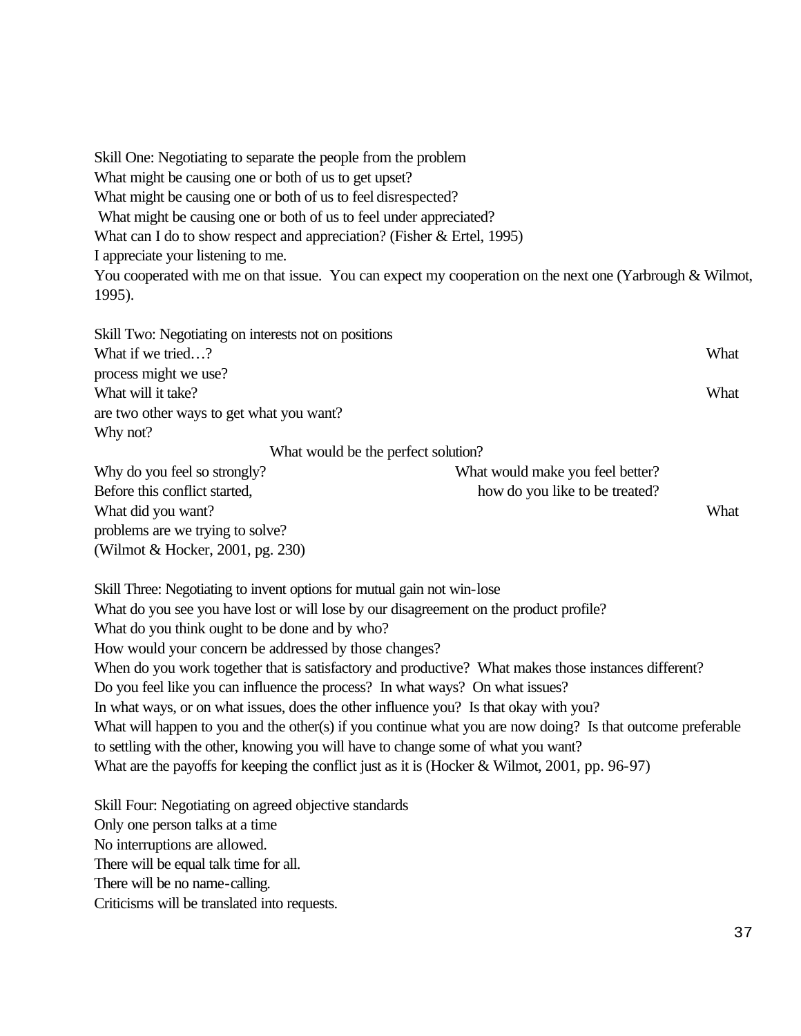Skill One: Negotiating to separate the people from the problem

What might be causing one or both of us to get upset?

What might be causing one or both of us to feel disrespected?

What might be causing one or both of us to feel under appreciated?

What can I do to show respect and appreciation? (Fisher & Ertel, 1995)

I appreciate your listening to me.

You cooperated with me on that issue. You can expect my cooperation on the next one (Yarbrough & Wilmot, 1995).

Skill Two: Negotiating on interests not on positions

What if we tried…?

What process might we use?

What will it take?

What are two other ways to get what you want?

Why not?

What would be the perfect solution?

Why do you feel so strongly?

What would make you feel better?

Before this conflict started, how do you like to be treated?

What did you want?

What problems are we trying to solve?

(Wilmot & Hocker, 2001, pg. 230)

Skill Three: Negotiating to invent options for mutual gain not win-lose

What do you see you have lost or will lose by our disagreement on the product profile?

What do you think ought to be done and by who?

How would your concern be addressed by those changes?

When do you work together that is satisfactory and productive? What makes those instances different?

Do you feel like you can influence the process? In what ways? On what issues?

In what ways, or on what issues, does the other influence you? Is that okay with you?

What will happen to you and the other(s) if you continue what you are now doing? Is that outcome preferable to settling with the other, knowing you will have to change some of what you want?

What are the payoffs for keeping the conflict just as it is (Hocker & Wilmot, 2001, pp. 96-97)

Skill Four: Negotiating on agreed objective standards

Only one person talks at a time

No interruptions are allowed.

There will be equal talk time for all.

There will be no name-calling.

Criticisms will be translated into requests.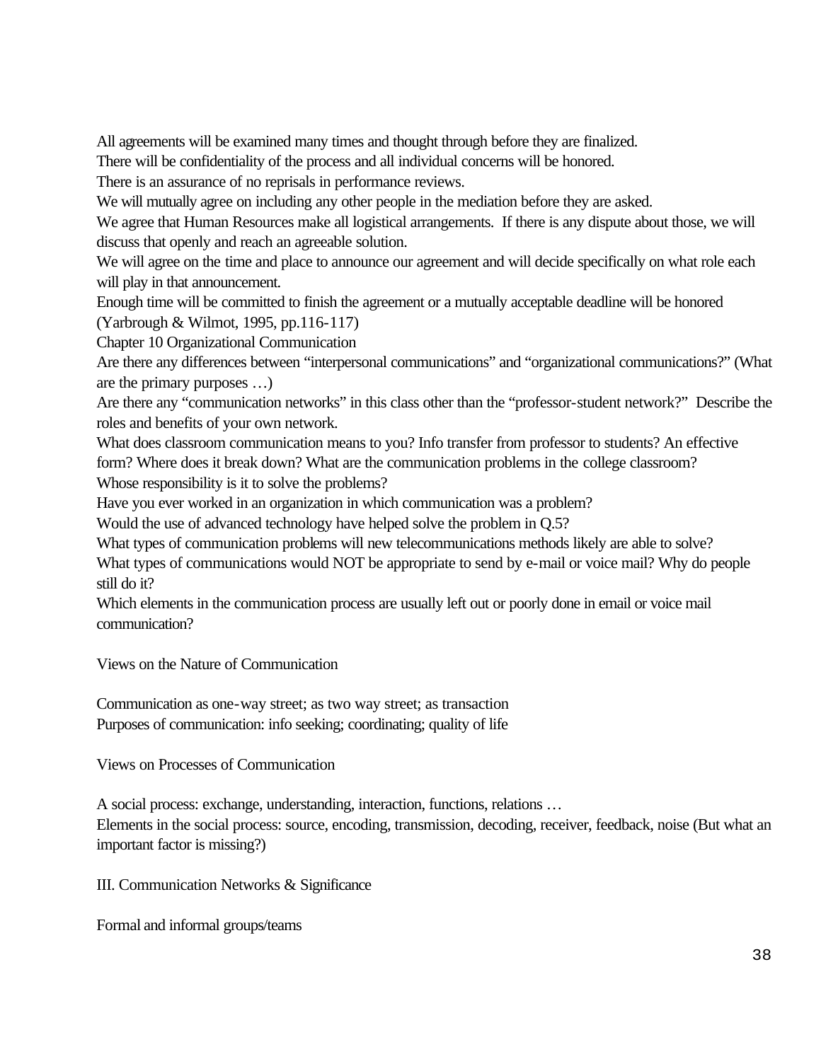All agreements will be examined many times and thought through before they are finalized.

There will be confidentiality of the process and all individual concerns will be honored.

There is an assurance of no reprisals in performance reviews.

We will mutually agree on including any other people in the mediation before they are asked.

We agree that Human Resources make all logistical arrangements. If there is any dispute about those, we will discuss that openly and reach an agreeable solution.

We will agree on the time and place to announce our agreement and will decide specifically on what role each will play in that announcement.

Enough time will be committed to finish the agreement or a mutually acceptable deadline will be honored (Yarbrough & Wilmot, 1995, pp.116-117)

Chapter 10 Organizational Communication

Are there any differences between "interpersonal communications" and "organizational communications?" (What are the primary purposes …)

Are there any "communication networks" in this class other than the "professor-student network?" Describe the roles and benefits of your own network.

What does classroom communication means to you? Info transfer from professor to students? An effective form? Where does it break down? What are the communication problems in the college classroom?

Whose responsibility is it to solve the problems?

Have you ever worked in an organization in which communication was a problem?

Would the use of advanced technology have helped solve the problem in Q.5?

What types of communication problems will new telecommunications methods likely are able to solve?

What types of communications would NOT be appropriate to send by e-mail or voice mail? Why do people still do it?

Which elements in the communication process are usually left out or poorly done in email or voice mail communication?

Views on the Nature of Communication

Communication as one-way street; as two way street; as transaction

Purposes of communication: info seeking; coordinating; quality of life

Views on Processes of Communication

A social process: exchange, understanding, interaction, functions, relations …

Elements in the social process: source, encoding, transmission, decoding, receiver, feedback, noise (But what an important factor is missing?)

III. Communication Networks & Significance

Formal and informal groups/teams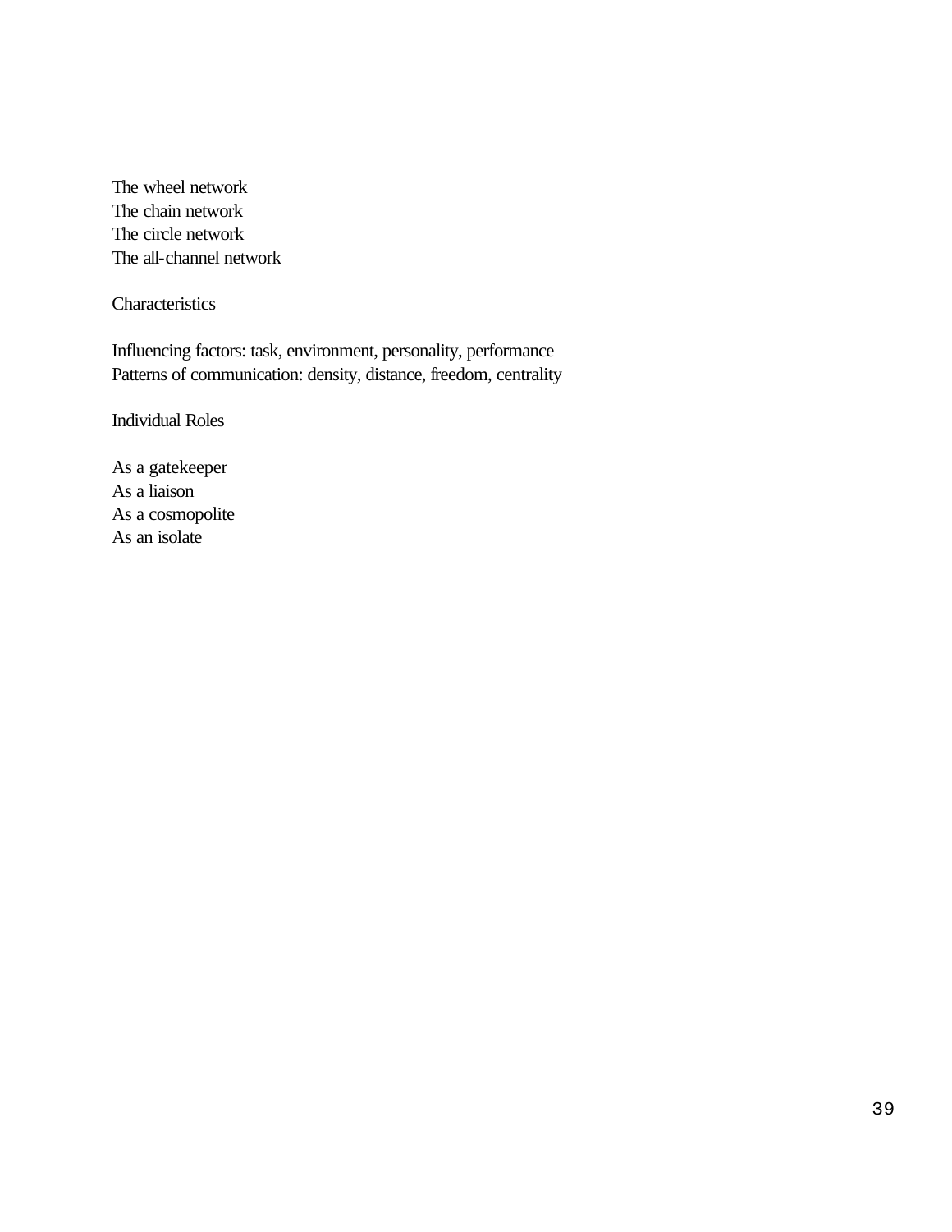The wheel network
The chain network
The circle network
The all-channel network

Characteristics

Influencing factors: task, environment, personality, performance
Patterns of communication: density, distance, freedom, centrality

Individual Roles

As a gatekeeper
As a liaison
As a cosmopolite
As an isolate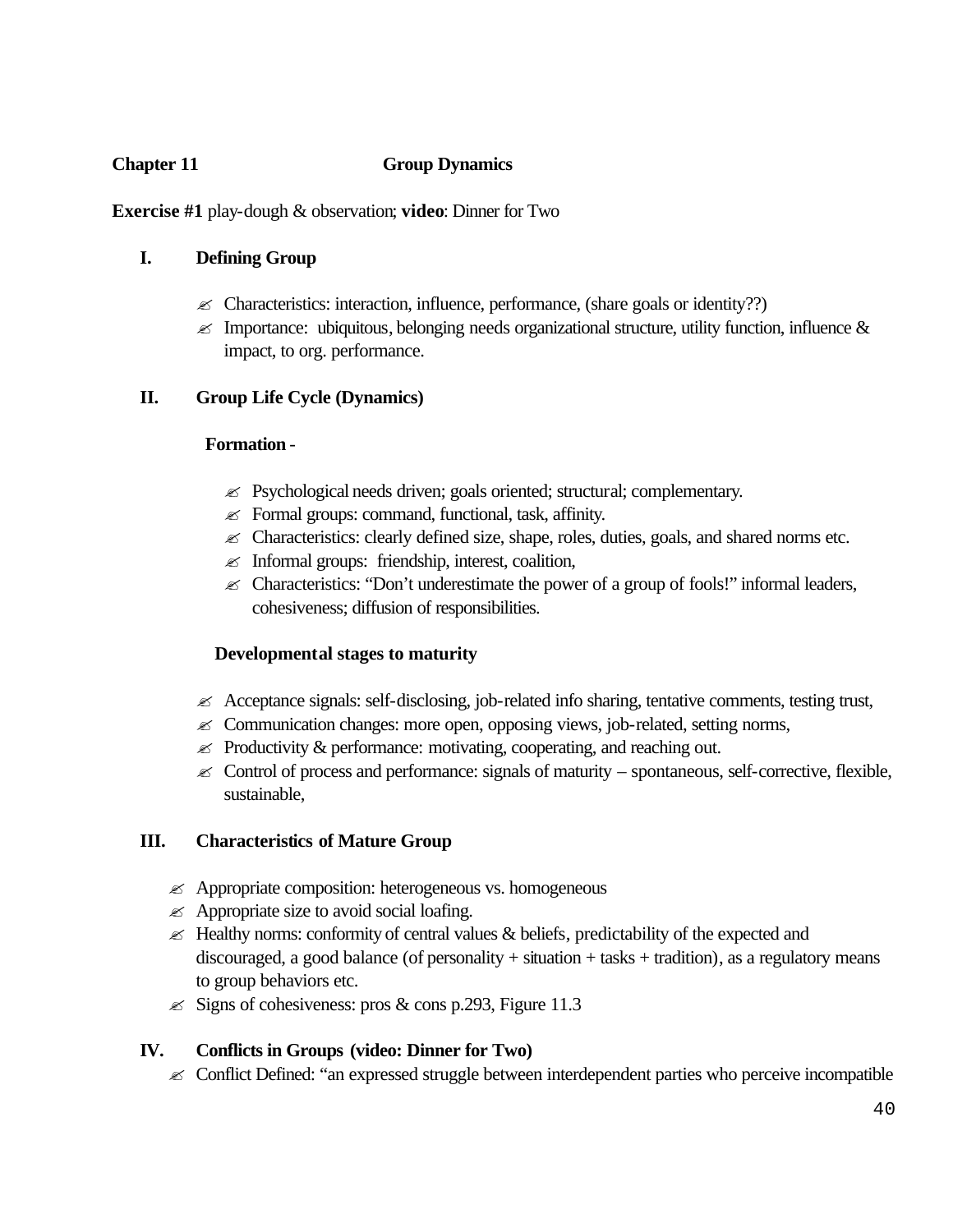**Chapter 11** **Group Dynamics**

**Exercise #1** play-dough & observation; **video**: Dinner for Two

## I. Defining Group

- Characteristics: interaction, influence, performance, (share goals or identity??)
- Importance: ubiquitous, belonging needs organizational structure, utility function, influence & impact, to org. performance.

## II. Group Life Cycle (Dynamics)

**Formation** -

- Psychological needs driven; goals oriented; structural; complementary.
- Formal groups: command, functional, task, affinity.
- Characteristics: clearly defined size, shape, roles, duties, goals, and shared norms etc.
- Informal groups: friendship, interest, coalition,
- Characteristics: "Don't underestimate the power of a group of fools!" informal leaders, cohesiveness; diffusion of responsibilities.

**Developmental stages to maturity**

- Acceptance signals: self-disclosing, job-related info sharing, tentative comments, testing trust,
- Communication changes: more open, opposing views, job-related, setting norms,
- Productivity & performance: motivating, cooperating, and reaching out.
- Control of process and performance: signals of maturity – spontaneous, self-corrective, flexible, sustainable,

## III. Characteristics of Mature Group

- Appropriate composition: heterogeneous vs. homogeneous
- Appropriate size to avoid social loafing.
- Healthy norms: conformity of central values & beliefs, predictability of the expected and discouraged, a good balance (of personality + situation + tasks + tradition), as a regulatory means to group behaviors etc.
- Signs of cohesiveness: pros & cons p.293, Figure 11.3

## IV. Conflicts in Groups (video: Dinner for Two)

- Conflict Defined: "an expressed struggle between interdependent parties who perceive incompatible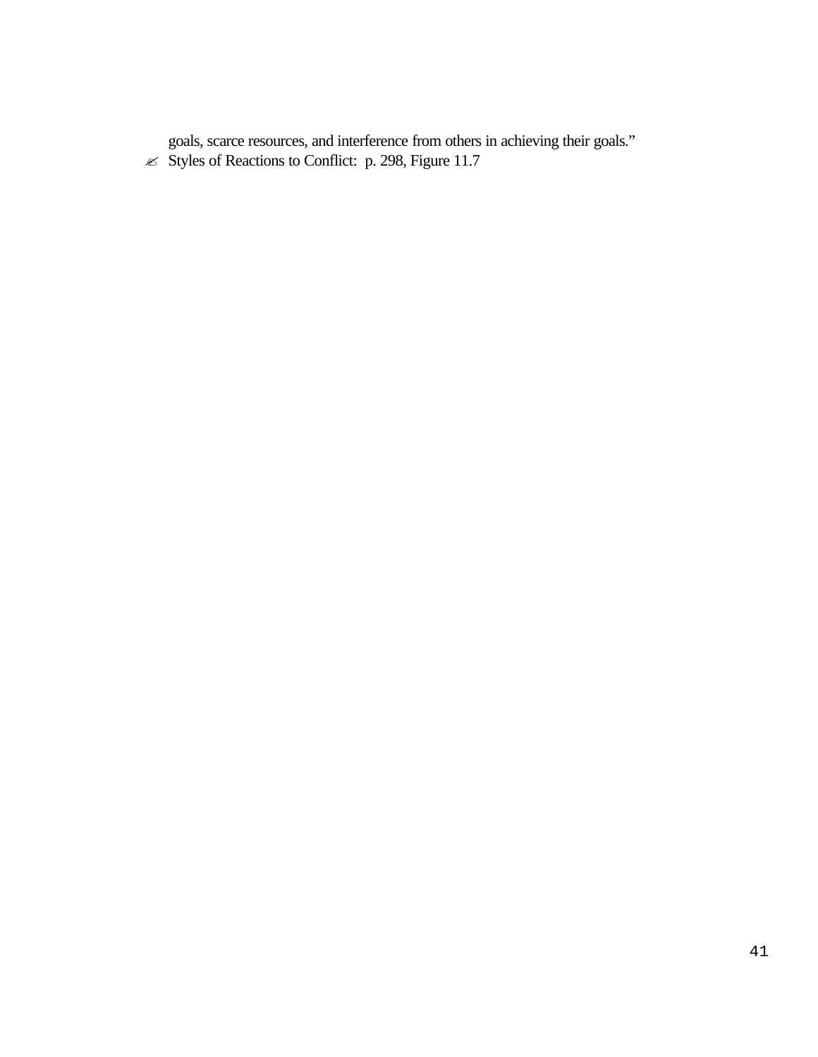goals, scarce resources, and interference from others in achieving their goals."

- Styles of Reactions to Conflict: p. 298, Figure 11.7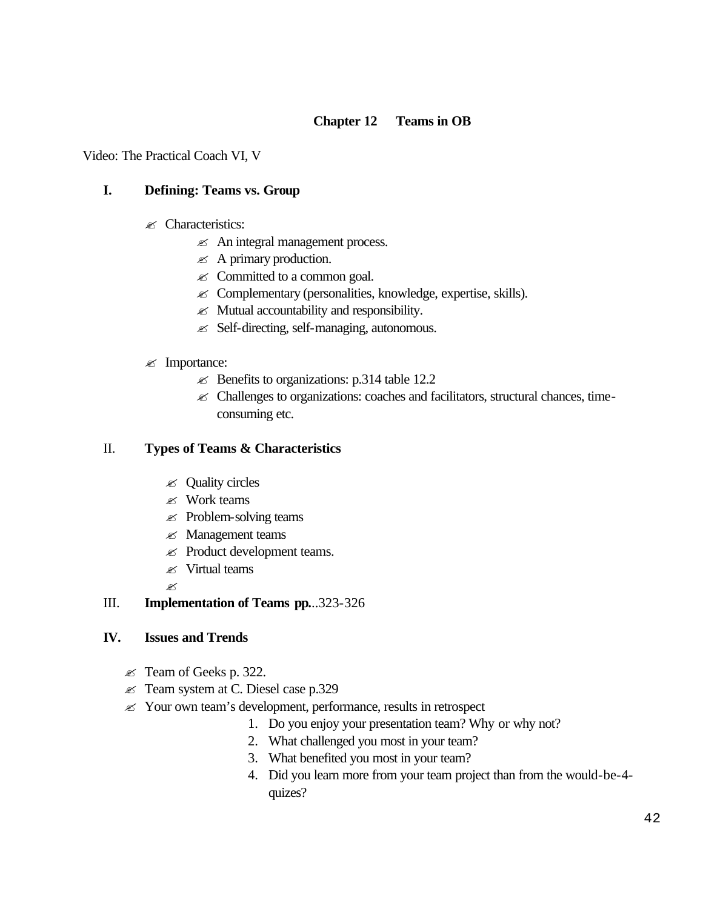## Chapter 12 Teams in OB

Video: The Practical Coach VI, V

### I. Defining: Teams vs. Group

- Characteristics:
  - An integral management process.
  - A primary production.
  - Committed to a common goal.
  - Complementary (personalities, knowledge, expertise, skills).
  - Mutual accountability and responsibility.
  - Self-directing, self-managing, autonomous.

- Importance:
  - Benefits to organizations: p.314 table 12.2
  - Challenges to organizations: coaches and facilitators, structural chances, time-consuming etc.

### II. Types of Teams & Characteristics

- Quality circles
- Work teams
- Problem-solving teams
- Management teams
- Product development teams.
- Virtual teams
- 

### III. Implementation of Teams pp...323-326

### IV. Issues and Trends

- Team of Geeks p. 322.
- Team system at C. Diesel case p.329
- Your own team's development, performance, results in retrospect
  1. Do you enjoy your presentation team? Why or why not?
  2. What challenged you most in your team?
  3. What benefited you most in your team?
  4. Did you learn more from your team project than from the would-be-4-quizes?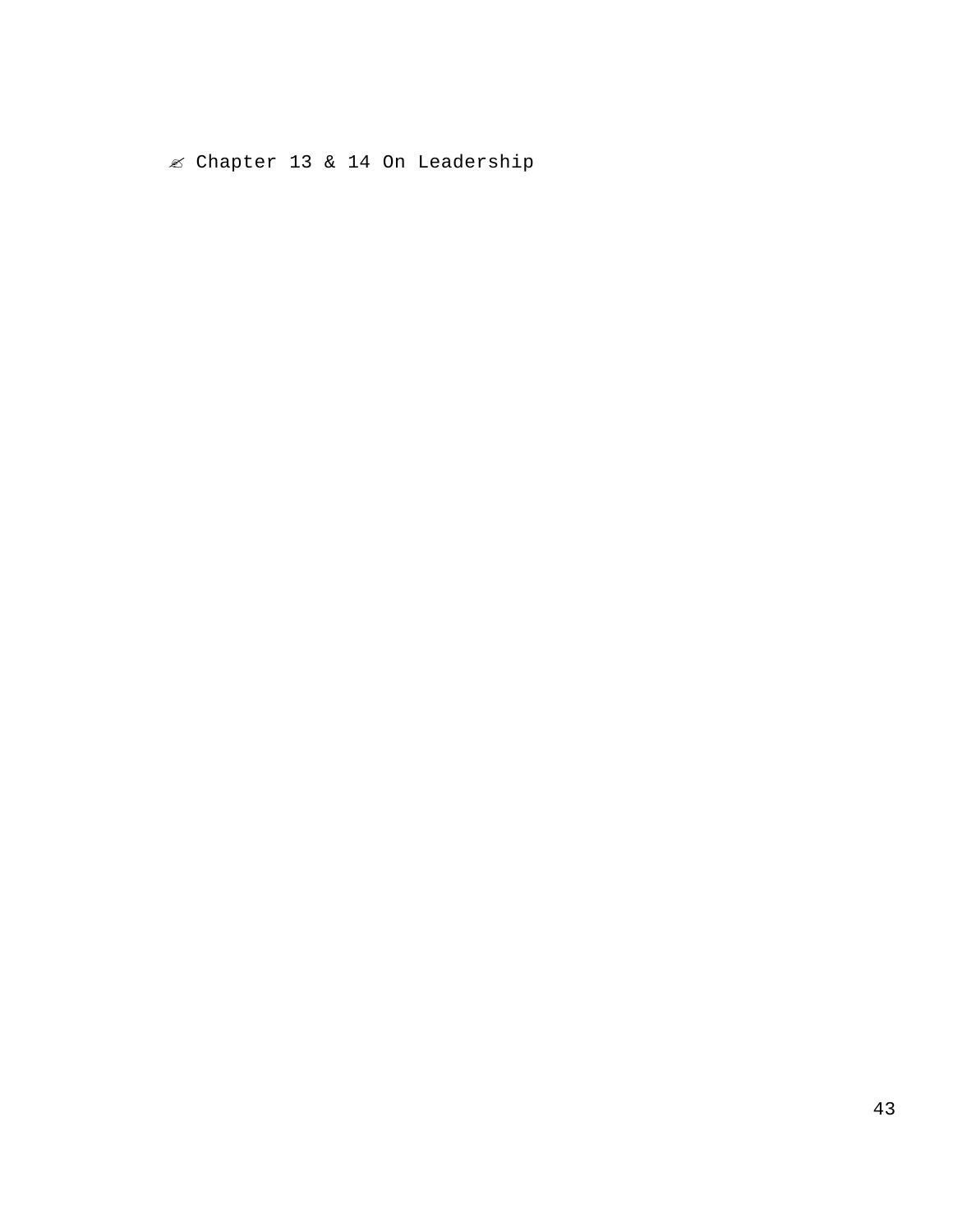✍ Chapter 13 & 14 On Leadership